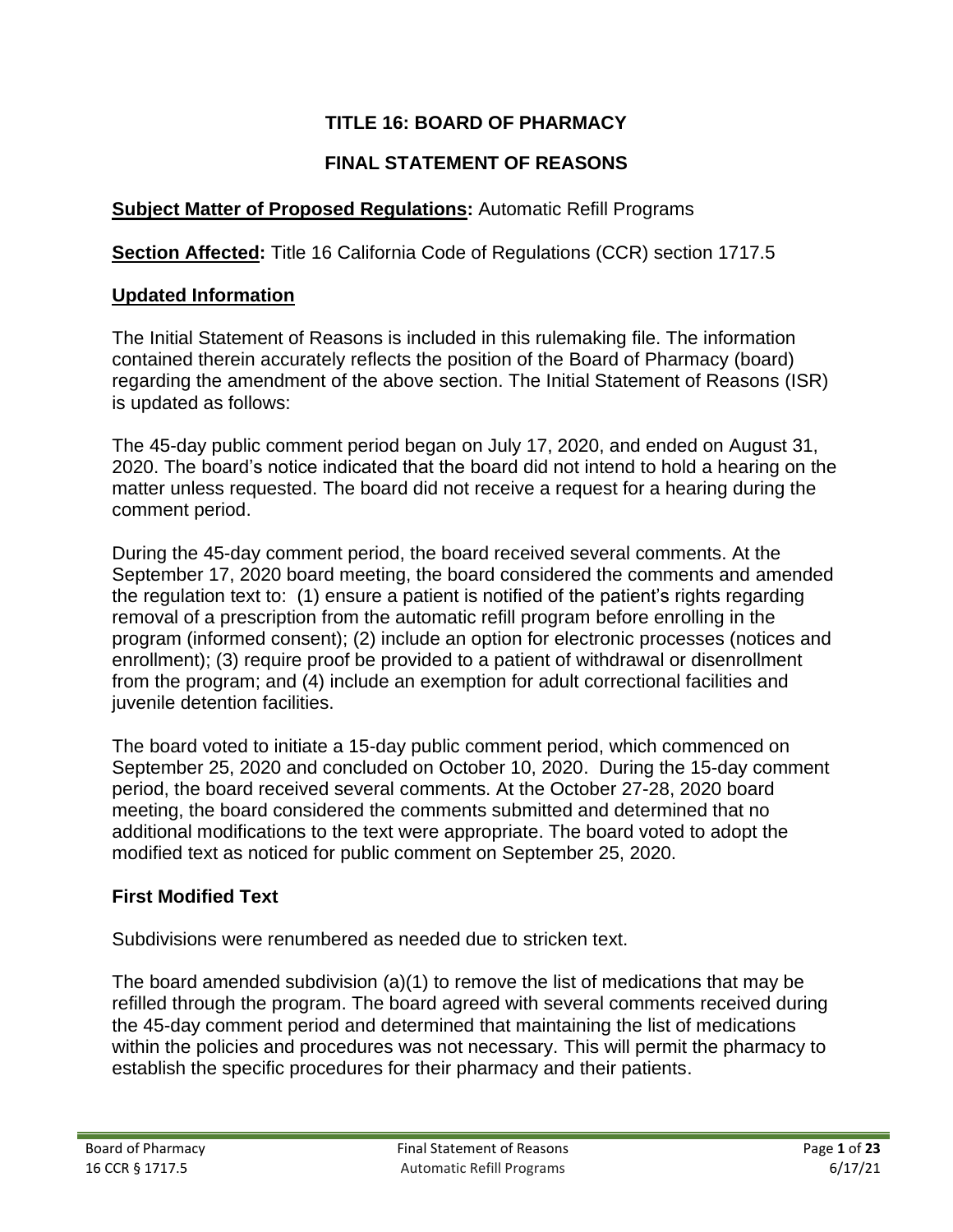# TITLE 16: BOARD OF PHARMACY

# FINAL STATEMENT OF REASONS

**Subject Matter of Proposed Regulations:** Automatic Refill Programs

**Section Affected:** Title 16 California Code of Regulations (CCR) section 1717.5

## Updated Information

The Initial Statement of Reasons is included in this rulemaking file. The information contained therein accurately reflects the position of the Board of Pharmacy (board) regarding the amendment of the above section. The Initial Statement of Reasons (ISR) is updated as follows:

The 45-day public comment period began on July 17, 2020, and ended on August 31, 2020. The board's notice indicated that the board did not intend to hold a hearing on the matter unless requested. The board did not receive a request for a hearing during the comment period.

During the 45-day comment period, the board received several comments. At the September 17, 2020 board meeting, the board considered the comments and amended the regulation text to: (1) ensure a patient is notified of the patient's rights regarding removal of a prescription from the automatic refill program before enrolling in the program (informed consent); (2) include an option for electronic processes (notices and enrollment); (3) require proof be provided to a patient of withdrawal or disenrollment from the program; and (4) include an exemption for adult correctional facilities and juvenile detention facilities.

The board voted to initiate a 15-day public comment period, which commenced on September 25, 2020 and concluded on October 10, 2020. During the 15-day comment period, the board received several comments. At the October 27-28, 2020 board meeting, the board considered the comments submitted and determined that no additional modifications to the text were appropriate. The board voted to adopt the modified text as noticed for public comment on September 25, 2020.

### First Modified Text

Subdivisions were renumbered as needed due to stricken text.

The board amended subdivision (a)(1) to remove the list of medications that may be refilled through the program. The board agreed with several comments received during the 45-day comment period and determined that maintaining the list of medications within the policies and procedures was not necessary. This will permit the pharmacy to establish the specific procedures for their pharmacy and their patients.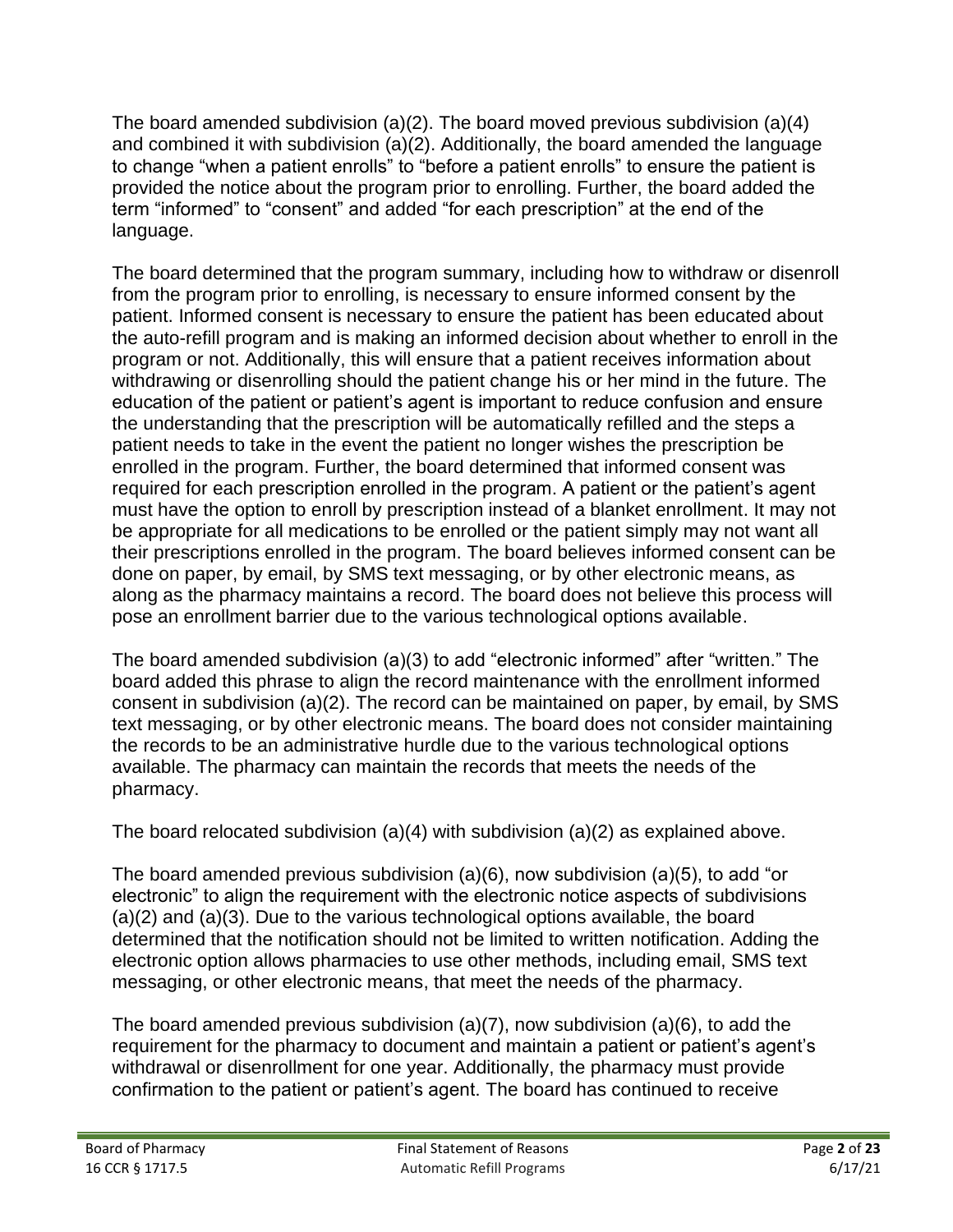The board amended subdivision (a)(2). The board moved previous subdivision (a)(4) and combined it with subdivision (a)(2). Additionally, the board amended the language to change "when a patient enrolls" to "before a patient enrolls" to ensure the patient is provided the notice about the program prior to enrolling. Further, the board added the term "informed" to "consent" and added "for each prescription" at the end of the language.

The board determined that the program summary, including how to withdraw or disenroll from the program prior to enrolling, is necessary to ensure informed consent by the patient. Informed consent is necessary to ensure the patient has been educated about the auto-refill program and is making an informed decision about whether to enroll in the program or not. Additionally, this will ensure that a patient receives information about withdrawing or disenrolling should the patient change his or her mind in the future. The education of the patient or patient's agent is important to reduce confusion and ensure the understanding that the prescription will be automatically refilled and the steps a patient needs to take in the event the patient no longer wishes the prescription be enrolled in the program. Further, the board determined that informed consent was required for each prescription enrolled in the program. A patient or the patient's agent must have the option to enroll by prescription instead of a blanket enrollment. It may not be appropriate for all medications to be enrolled or the patient simply may not want all their prescriptions enrolled in the program. The board believes informed consent can be done on paper, by email, by SMS text messaging, or by other electronic means, as along as the pharmacy maintains a record. The board does not believe this process will pose an enrollment barrier due to the various technological options available.

The board amended subdivision (a)(3) to add "electronic informed" after "written." The board added this phrase to align the record maintenance with the enrollment informed consent in subdivision (a)(2). The record can be maintained on paper, by email, by SMS text messaging, or by other electronic means. The board does not consider maintaining the records to be an administrative hurdle due to the various technological options available. The pharmacy can maintain the records that meets the needs of the pharmacy.

The board relocated subdivision (a)(4) with subdivision (a)(2) as explained above.

The board amended previous subdivision (a)(6), now subdivision (a)(5), to add "or electronic" to align the requirement with the electronic notice aspects of subdivisions (a)(2) and (a)(3). Due to the various technological options available, the board determined that the notification should not be limited to written notification. Adding the electronic option allows pharmacies to use other methods, including email, SMS text messaging, or other electronic means, that meet the needs of the pharmacy.

The board amended previous subdivision (a)(7), now subdivision (a)(6), to add the requirement for the pharmacy to document and maintain a patient or patient's agent's withdrawal or disenrollment for one year. Additionally, the pharmacy must provide confirmation to the patient or patient's agent. The board has continued to receive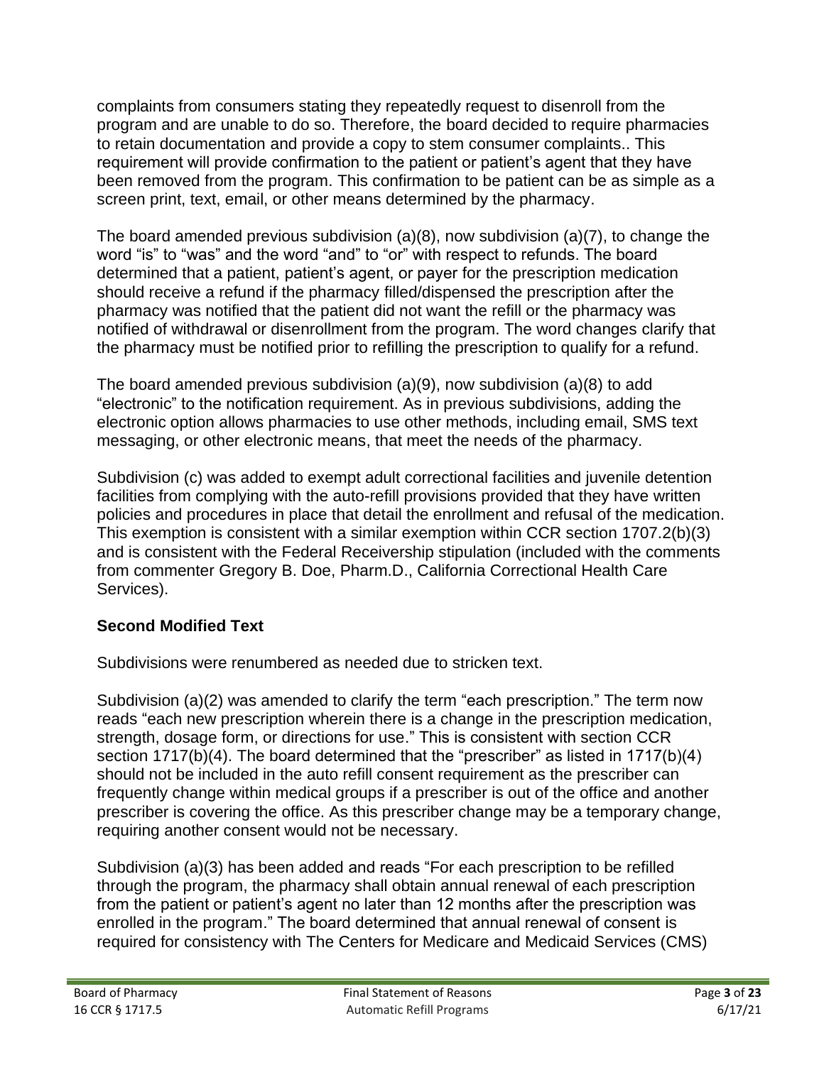complaints from consumers stating they repeatedly request to disenroll from the program and are unable to do so. Therefore, the board decided to require pharmacies to retain documentation and provide a copy to stem consumer complaints.. This requirement will provide confirmation to the patient or patient's agent that they have been removed from the program. This confirmation to be patient can be as simple as a screen print, text, email, or other means determined by the pharmacy.

The board amended previous subdivision (a)(8), now subdivision (a)(7), to change the word "is" to "was" and the word "and" to "or" with respect to refunds. The board determined that a patient, patient's agent, or payer for the prescription medication should receive a refund if the pharmacy filled/dispensed the prescription after the pharmacy was notified that the patient did not want the refill or the pharmacy was notified of withdrawal or disenrollment from the program. The word changes clarify that the pharmacy must be notified prior to refilling the prescription to qualify for a refund.

The board amended previous subdivision (a)(9), now subdivision (a)(8) to add "electronic" to the notification requirement. As in previous subdivisions, adding the electronic option allows pharmacies to use other methods, including email, SMS text messaging, or other electronic means, that meet the needs of the pharmacy.

Subdivision (c) was added to exempt adult correctional facilities and juvenile detention facilities from complying with the auto-refill provisions provided that they have written policies and procedures in place that detail the enrollment and refusal of the medication. This exemption is consistent with a similar exemption within CCR section 1707.2(b)(3) and is consistent with the Federal Receivership stipulation (included with the comments from commenter Gregory B. Doe, Pharm.D., California Correctional Health Care Services).

**Second Modified Text**

Subdivisions were renumbered as needed due to stricken text.

Subdivision (a)(2) was amended to clarify the term "each prescription." The term now reads "each new prescription wherein there is a change in the prescription medication, strength, dosage form, or directions for use." This is consistent with section CCR section 1717(b)(4). The board determined that the "prescriber" as listed in 1717(b)(4) should not be included in the auto refill consent requirement as the prescriber can frequently change within medical groups if a prescriber is out of the office and another prescriber is covering the office. As this prescriber change may be a temporary change, requiring another consent would not be necessary.

Subdivision (a)(3) has been added and reads "For each prescription to be refilled through the program, the pharmacy shall obtain annual renewal of each prescription from the patient or patient's agent no later than 12 months after the prescription was enrolled in the program." The board determined that annual renewal of consent is required for consistency with The Centers for Medicare and Medicaid Services (CMS)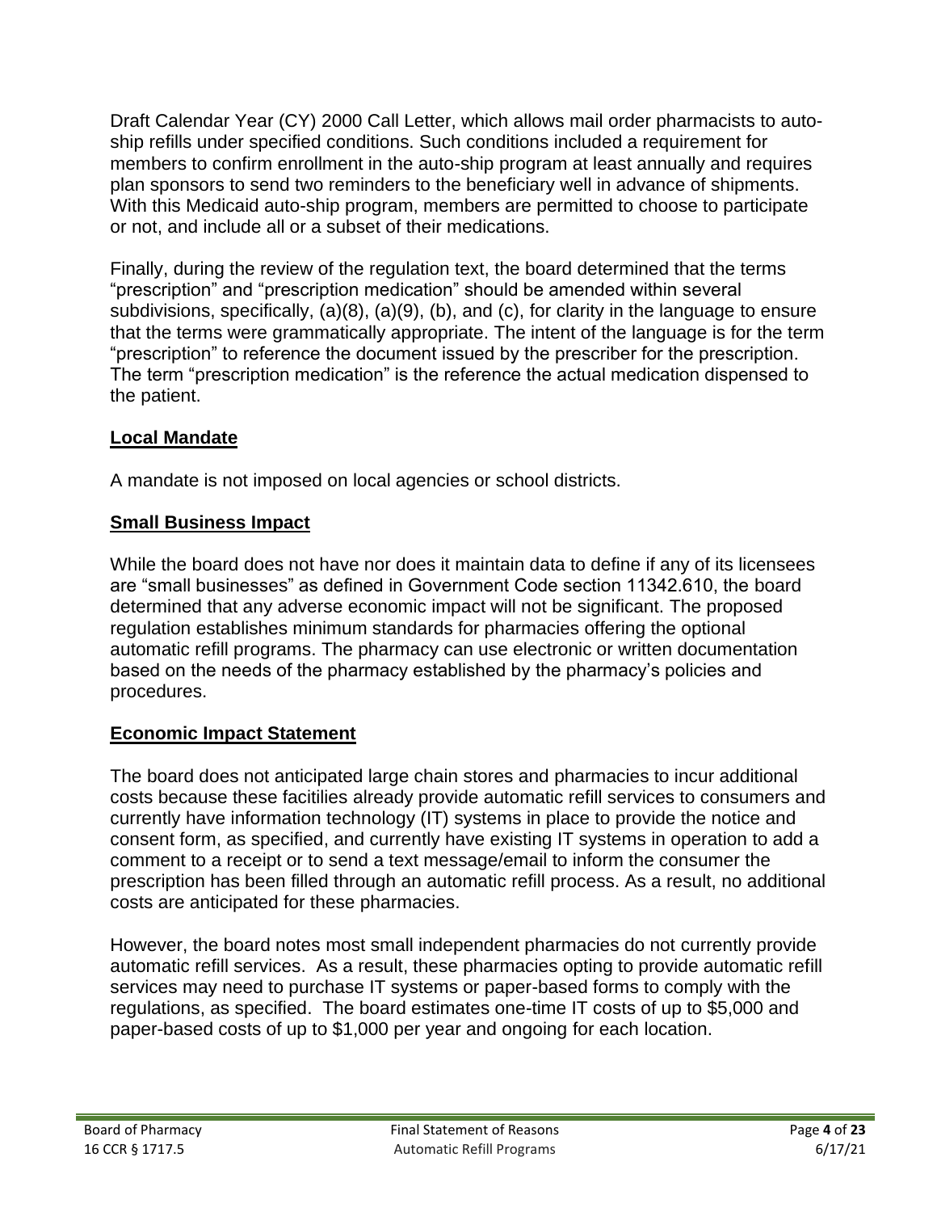Draft Calendar Year (CY) 2000 Call Letter, which allows mail order pharmacists to auto-ship refills under specified conditions. Such conditions included a requirement for members to confirm enrollment in the auto-ship program at least annually and requires plan sponsors to send two reminders to the beneficiary well in advance of shipments. With this Medicaid auto-ship program, members are permitted to choose to participate or not, and include all or a subset of their medications.

Finally, during the review of the regulation text, the board determined that the terms "prescription" and "prescription medication" should be amended within several subdivisions, specifically, (a)(8), (a)(9), (b), and (c), for clarity in the language to ensure that the terms were grammatically appropriate. The intent of the language is for the term "prescription" to reference the document issued by the prescriber for the prescription. The term "prescription medication" is the reference the actual medication dispensed to the patient.

## Local Mandate

A mandate is not imposed on local agencies or school districts.

## Small Business Impact

While the board does not have nor does it maintain data to define if any of its licensees are "small businesses" as defined in Government Code section 11342.610, the board determined that any adverse economic impact will not be significant. The proposed regulation establishes minimum standards for pharmacies offering the optional automatic refill programs. The pharmacy can use electronic or written documentation based on the needs of the pharmacy established by the pharmacy's policies and procedures.

## Economic Impact Statement

The board does not anticipated large chain stores and pharmacies to incur additional costs because these facitilies already provide automatic refill services to consumers and currently have information technology (IT) systems in place to provide the notice and consent form, as specified, and currently have existing IT systems in operation to add a comment to a receipt or to send a text message/email to inform the consumer the prescription has been filled through an automatic refill process. As a result, no additional costs are anticipated for these pharmacies.

However, the board notes most small independent pharmacies do not currently provide automatic refill services. As a result, these pharmacies opting to provide automatic refill services may need to purchase IT systems or paper-based forms to comply with the regulations, as specified. The board estimates one-time IT costs of up to $5,000 and paper-based costs of up to $1,000 per year and ongoing for each location.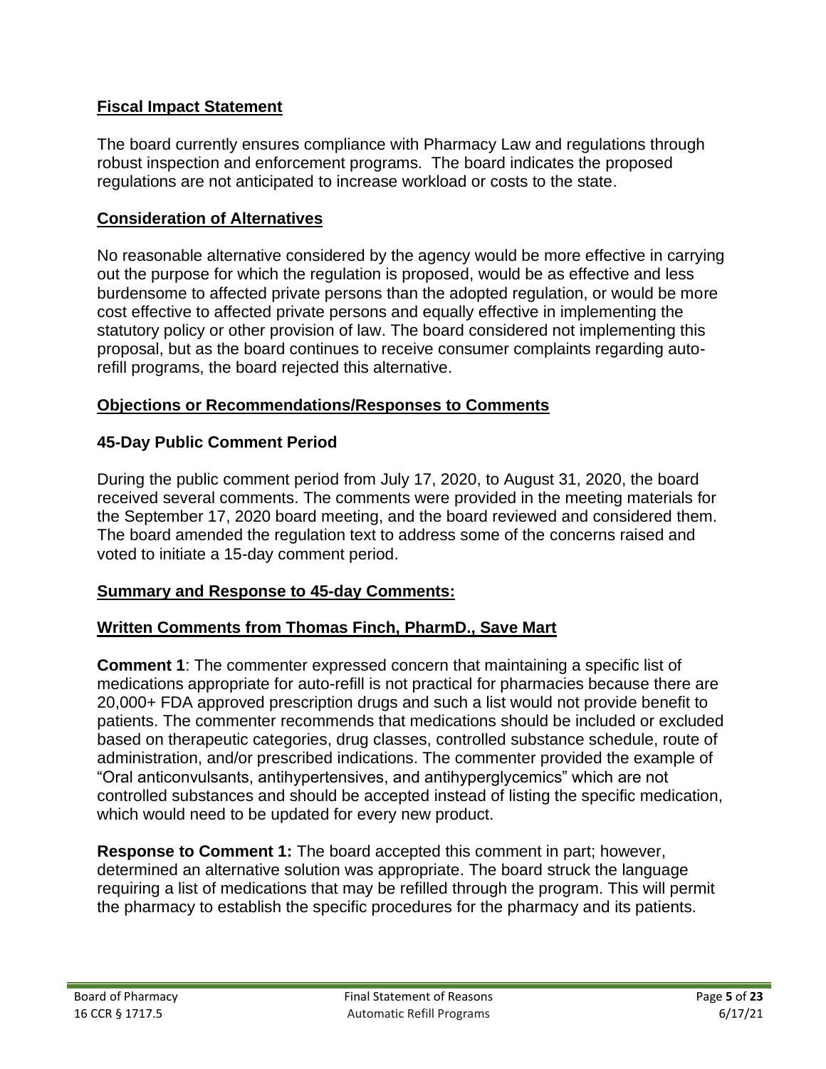## Fiscal Impact Statement

The board currently ensures compliance with Pharmacy Law and regulations through robust inspection and enforcement programs. The board indicates the proposed regulations are not anticipated to increase workload or costs to the state.

## Consideration of Alternatives

No reasonable alternative considered by the agency would be more effective in carrying out the purpose for which the regulation is proposed, would be as effective and less burdensome to affected private persons than the adopted regulation, or would be more cost effective to affected private persons and equally effective in implementing the statutory policy or other provision of law. The board considered not implementing this proposal, but as the board continues to receive consumer complaints regarding auto-refill programs, the board rejected this alternative.

## Objections or Recommendations/Responses to Comments

### 45-Day Public Comment Period

During the public comment period from July 17, 2020, to August 31, 2020, the board received several comments. The comments were provided in the meeting materials for the September 17, 2020 board meeting, and the board reviewed and considered them. The board amended the regulation text to address some of the concerns raised and voted to initiate a 15-day comment period.

## Summary and Response to 45-day Comments:

## Written Comments from Thomas Finch, PharmD., Save Mart

**Comment 1**: The commenter expressed concern that maintaining a specific list of medications appropriate for auto-refill is not practical for pharmacies because there are 20,000+ FDA approved prescription drugs and such a list would not provide benefit to patients. The commenter recommends that medications should be included or excluded based on therapeutic categories, drug classes, controlled substance schedule, route of administration, and/or prescribed indications. The commenter provided the example of "Oral anticonvulsants, antihypertensives, and antihyperglycemics" which are not controlled substances and should be accepted instead of listing the specific medication, which would need to be updated for every new product.

**Response to Comment 1:** The board accepted this comment in part; however, determined an alternative solution was appropriate. The board struck the language requiring a list of medications that may be refilled through the program. This will permit the pharmacy to establish the specific procedures for the pharmacy and its patients.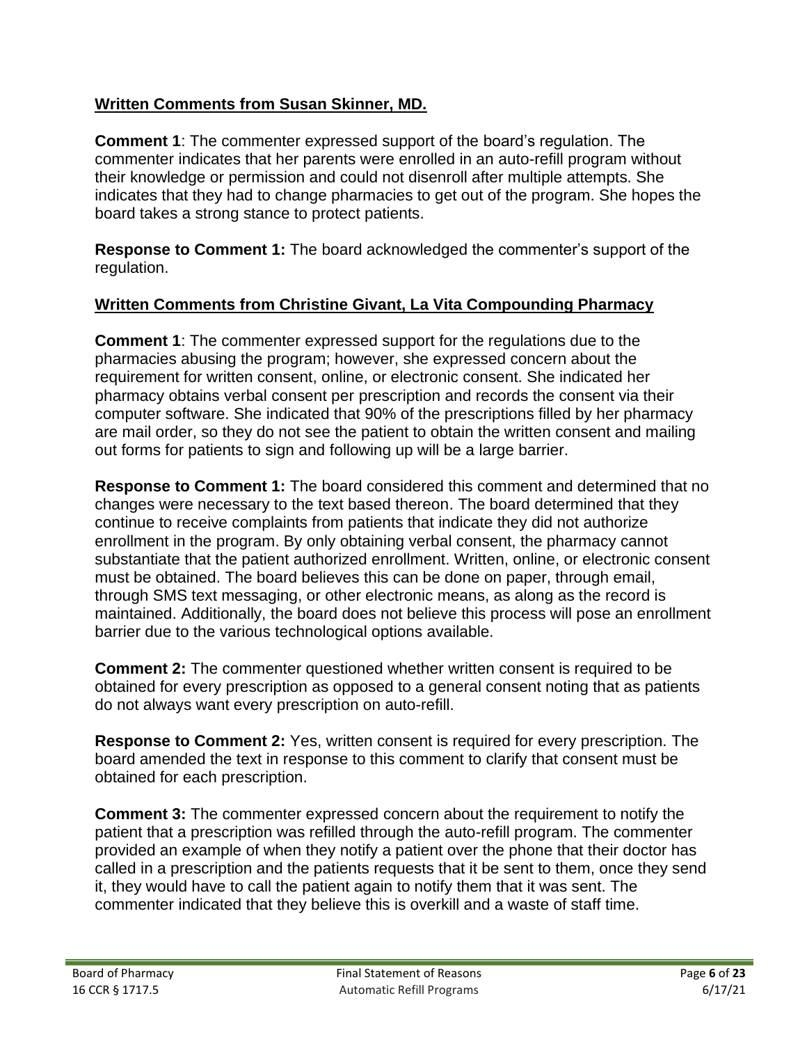**Written Comments from Susan Skinner, MD.**

**Comment 1**: The commenter expressed support of the board's regulation. The commenter indicates that her parents were enrolled in an auto-refill program without their knowledge or permission and could not disenroll after multiple attempts. She indicates that they had to change pharmacies to get out of the program. She hopes the board takes a strong stance to protect patients.

**Response to Comment 1:** The board acknowledged the commenter's support of the regulation.

**Written Comments from Christine Givant, La Vita Compounding Pharmacy**

**Comment 1**: The commenter expressed support for the regulations due to the pharmacies abusing the program; however, she expressed concern about the requirement for written consent, online, or electronic consent. She indicated her pharmacy obtains verbal consent per prescription and records the consent via their computer software. She indicated that 90% of the prescriptions filled by her pharmacy are mail order, so they do not see the patient to obtain the written consent and mailing out forms for patients to sign and following up will be a large barrier.

**Response to Comment 1:** The board considered this comment and determined that no changes were necessary to the text based thereon. The board determined that they continue to receive complaints from patients that indicate they did not authorize enrollment in the program. By only obtaining verbal consent, the pharmacy cannot substantiate that the patient authorized enrollment. Written, online, or electronic consent must be obtained. The board believes this can be done on paper, through email, through SMS text messaging, or other electronic means, as along as the record is maintained. Additionally, the board does not believe this process will pose an enrollment barrier due to the various technological options available.

**Comment 2:** The commenter questioned whether written consent is required to be obtained for every prescription as opposed to a general consent noting that as patients do not always want every prescription on auto-refill.

**Response to Comment 2:** Yes, written consent is required for every prescription. The board amended the text in response to this comment to clarify that consent must be obtained for each prescription.

**Comment 3:** The commenter expressed concern about the requirement to notify the patient that a prescription was refilled through the auto-refill program. The commenter provided an example of when they notify a patient over the phone that their doctor has called in a prescription and the patients requests that it be sent to them, once they send it, they would have to call the patient again to notify them that it was sent. The commenter indicated that they believe this is overkill and a waste of staff time.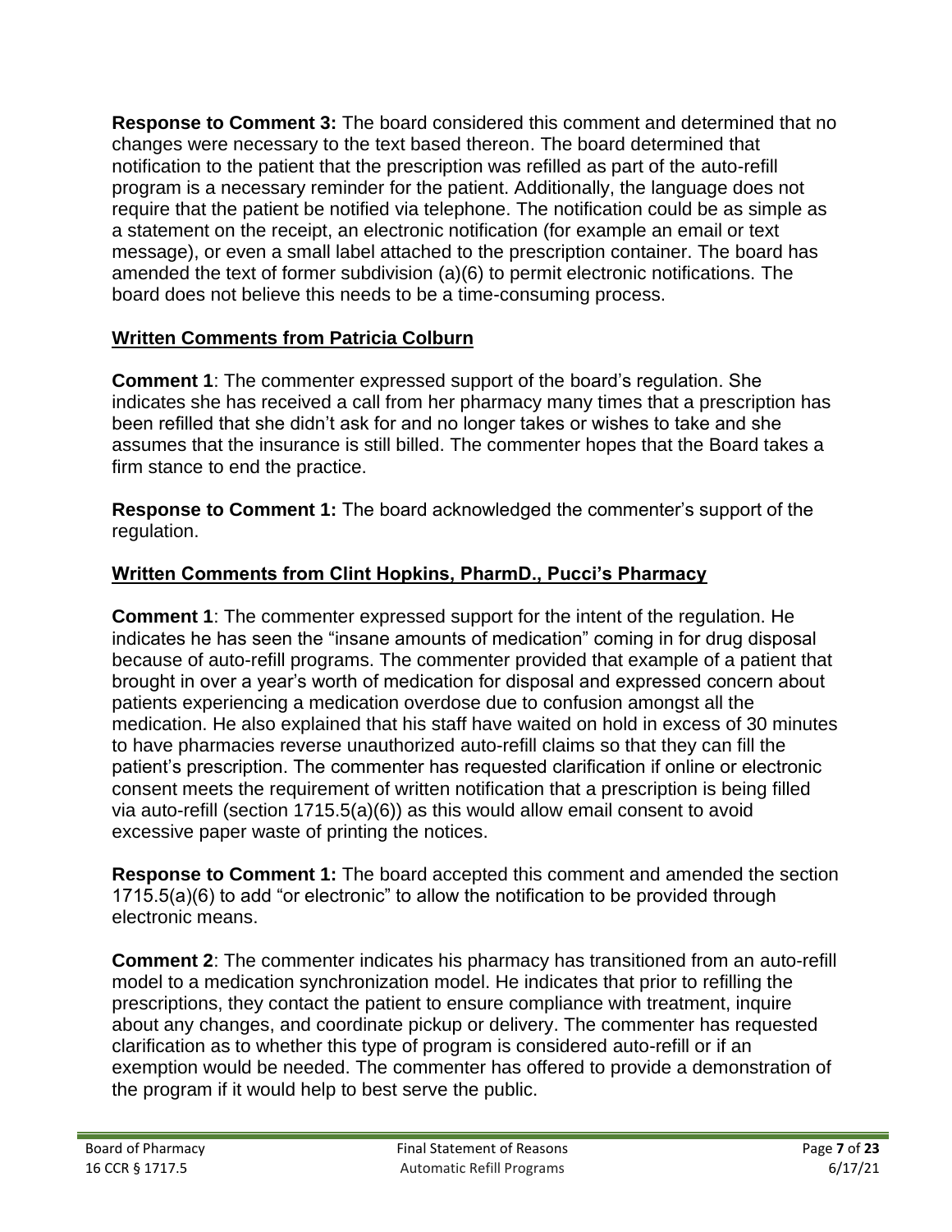**Response to Comment 3:** The board considered this comment and determined that no changes were necessary to the text based thereon. The board determined that notification to the patient that the prescription was refilled as part of the auto-refill program is a necessary reminder for the patient. Additionally, the language does not require that the patient be notified via telephone. The notification could be as simple as a statement on the receipt, an electronic notification (for example an email or text message), or even a small label attached to the prescription container. The board has amended the text of former subdivision (a)(6) to permit electronic notifications. The board does not believe this needs to be a time-consuming process.

## Written Comments from Patricia Colburn

**Comment 1**: The commenter expressed support of the board's regulation. She indicates she has received a call from her pharmacy many times that a prescription has been refilled that she didn't ask for and no longer takes or wishes to take and she assumes that the insurance is still billed. The commenter hopes that the Board takes a firm stance to end the practice.

**Response to Comment 1:** The board acknowledged the commenter's support of the regulation.

## Written Comments from Clint Hopkins, PharmD., Pucci's Pharmacy

**Comment 1**: The commenter expressed support for the intent of the regulation. He indicates he has seen the "insane amounts of medication" coming in for drug disposal because of auto-refill programs. The commenter provided that example of a patient that brought in over a year's worth of medication for disposal and expressed concern about patients experiencing a medication overdose due to confusion amongst all the medication. He also explained that his staff have waited on hold in excess of 30 minutes to have pharmacies reverse unauthorized auto-refill claims so that they can fill the patient's prescription. The commenter has requested clarification if online or electronic consent meets the requirement of written notification that a prescription is being filled via auto-refill (section 1715.5(a)(6)) as this would allow email consent to avoid excessive paper waste of printing the notices.

**Response to Comment 1:** The board accepted this comment and amended the section 1715.5(a)(6) to add "or electronic" to allow the notification to be provided through electronic means.

**Comment 2**: The commenter indicates his pharmacy has transitioned from an auto-refill model to a medication synchronization model. He indicates that prior to refilling the prescriptions, they contact the patient to ensure compliance with treatment, inquire about any changes, and coordinate pickup or delivery. The commenter has requested clarification as to whether this type of program is considered auto-refill or if an exemption would be needed. The commenter has offered to provide a demonstration of the program if it would help to best serve the public.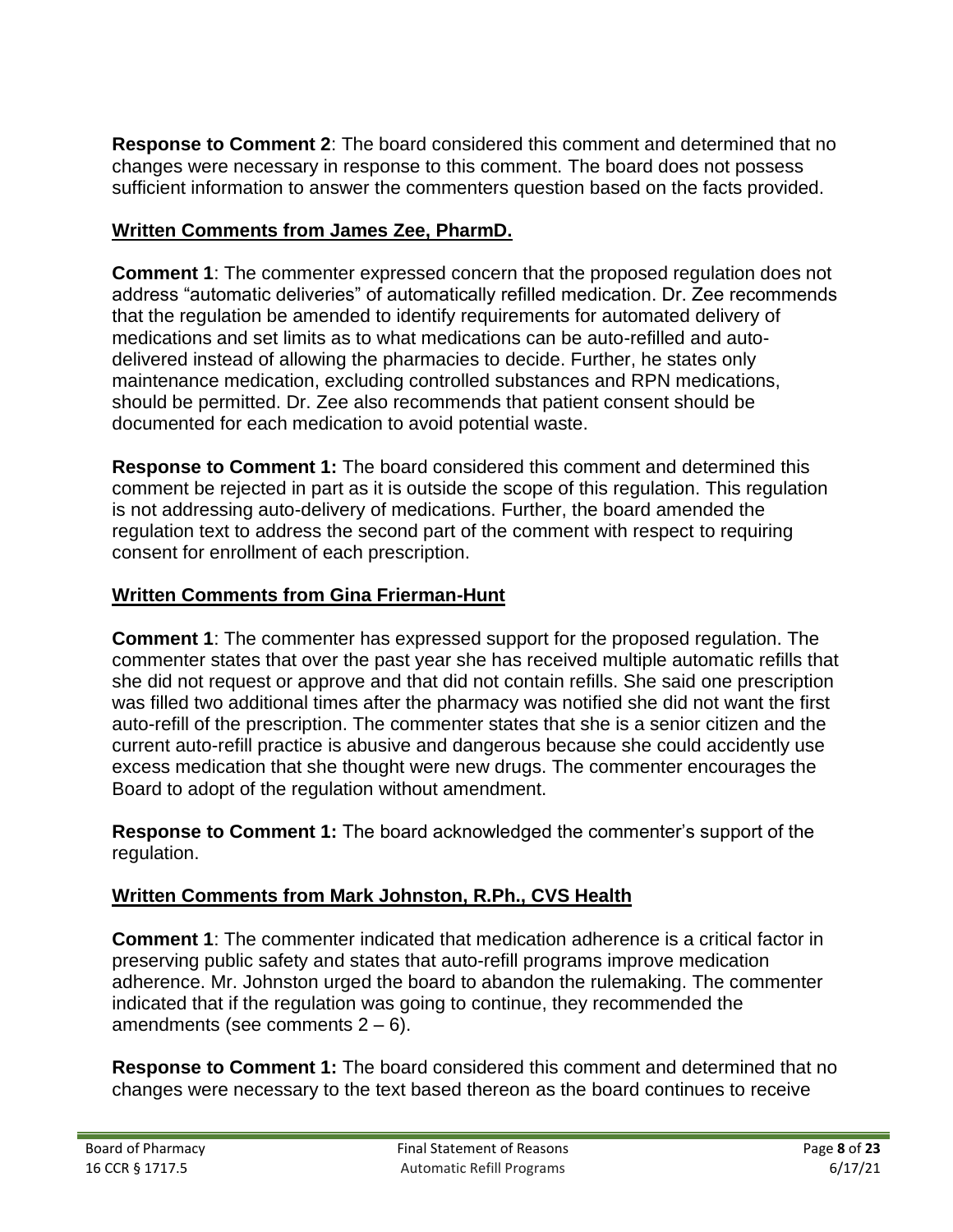**Response to Comment 2**: The board considered this comment and determined that no changes were necessary in response to this comment. The board does not possess sufficient information to answer the commenters question based on the facts provided.

## Written Comments from James Zee, PharmD.

**Comment 1**: The commenter expressed concern that the proposed regulation does not address "automatic deliveries" of automatically refilled medication. Dr. Zee recommends that the regulation be amended to identify requirements for automated delivery of medications and set limits as to what medications can be auto-refilled and auto-delivered instead of allowing the pharmacies to decide. Further, he states only maintenance medication, excluding controlled substances and RPN medications, should be permitted. Dr. Zee also recommends that patient consent should be documented for each medication to avoid potential waste.

**Response to Comment 1:** The board considered this comment and determined this comment be rejected in part as it is outside the scope of this regulation. This regulation is not addressing auto-delivery of medications. Further, the board amended the regulation text to address the second part of the comment with respect to requiring consent for enrollment of each prescription.

## Written Comments from Gina Frierman-Hunt

**Comment 1**: The commenter has expressed support for the proposed regulation. The commenter states that over the past year she has received multiple automatic refills that she did not request or approve and that did not contain refills. She said one prescription was filled two additional times after the pharmacy was notified she did not want the first auto-refill of the prescription. The commenter states that she is a senior citizen and the current auto-refill practice is abusive and dangerous because she could accidently use excess medication that she thought were new drugs. The commenter encourages the Board to adopt of the regulation without amendment.

**Response to Comment 1:** The board acknowledged the commenter's support of the regulation.

## Written Comments from Mark Johnston, R.Ph., CVS Health

**Comment 1**: The commenter indicated that medication adherence is a critical factor in preserving public safety and states that auto-refill programs improve medication adherence. Mr. Johnston urged the board to abandon the rulemaking. The commenter indicated that if the regulation was going to continue, they recommended the amendments (see comments 2 – 6).

**Response to Comment 1:** The board considered this comment and determined that no changes were necessary to the text based thereon as the board continues to receive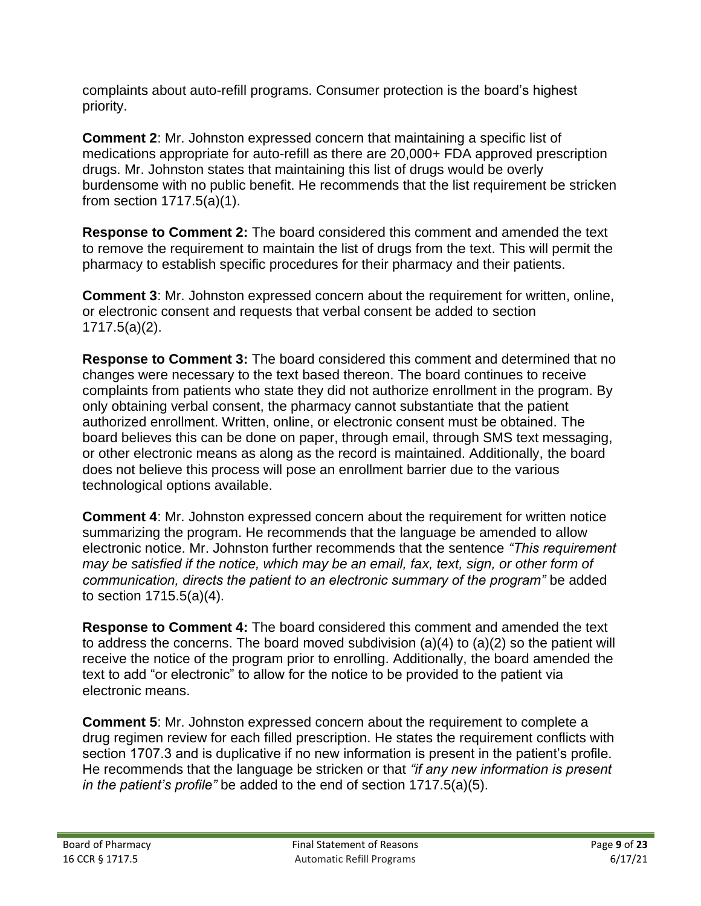complaints about auto-refill programs. Consumer protection is the board's highest priority.

**Comment 2**: Mr. Johnston expressed concern that maintaining a specific list of medications appropriate for auto-refill as there are 20,000+ FDA approved prescription drugs. Mr. Johnston states that maintaining this list of drugs would be overly burdensome with no public benefit. He recommends that the list requirement be stricken from section 1717.5(a)(1).

**Response to Comment 2:** The board considered this comment and amended the text to remove the requirement to maintain the list of drugs from the text. This will permit the pharmacy to establish specific procedures for their pharmacy and their patients.

**Comment 3**: Mr. Johnston expressed concern about the requirement for written, online, or electronic consent and requests that verbal consent be added to section 1717.5(a)(2).

**Response to Comment 3:** The board considered this comment and determined that no changes were necessary to the text based thereon. The board continues to receive complaints from patients who state they did not authorize enrollment in the program. By only obtaining verbal consent, the pharmacy cannot substantiate that the patient authorized enrollment. Written, online, or electronic consent must be obtained. The board believes this can be done on paper, through email, through SMS text messaging, or other electronic means as along as the record is maintained. Additionally, the board does not believe this process will pose an enrollment barrier due to the various technological options available.

**Comment 4**: Mr. Johnston expressed concern about the requirement for written notice summarizing the program. He recommends that the language be amended to allow electronic notice. Mr. Johnston further recommends that the sentence *"This requirement may be satisfied if the notice, which may be an email, fax, text, sign, or other form of communication, directs the patient to an electronic summary of the program"* be added to section 1715.5(a)(4).

**Response to Comment 4:** The board considered this comment and amended the text to address the concerns. The board moved subdivision (a)(4) to (a)(2) so the patient will receive the notice of the program prior to enrolling. Additionally, the board amended the text to add "or electronic" to allow for the notice to be provided to the patient via electronic means.

**Comment 5**: Mr. Johnston expressed concern about the requirement to complete a drug regimen review for each filled prescription. He states the requirement conflicts with section 1707.3 and is duplicative if no new information is present in the patient's profile. He recommends that the language be stricken or that *"if any new information is present in the patient's profile"* be added to the end of section 1717.5(a)(5).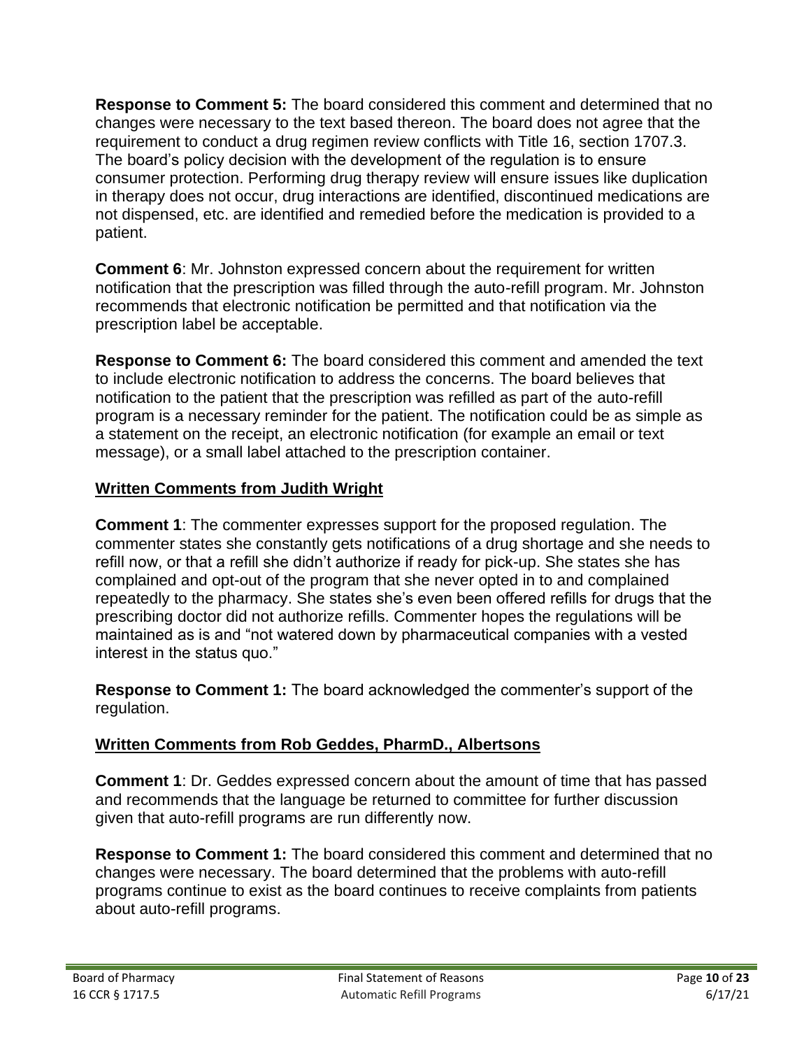**Response to Comment 5:** The board considered this comment and determined that no changes were necessary to the text based thereon. The board does not agree that the requirement to conduct a drug regimen review conflicts with Title 16, section 1707.3. The board's policy decision with the development of the regulation is to ensure consumer protection. Performing drug therapy review will ensure issues like duplication in therapy does not occur, drug interactions are identified, discontinued medications are not dispensed, etc. are identified and remedied before the medication is provided to a patient.

**Comment 6**: Mr. Johnston expressed concern about the requirement for written notification that the prescription was filled through the auto-refill program. Mr. Johnston recommends that electronic notification be permitted and that notification via the prescription label be acceptable.

**Response to Comment 6:** The board considered this comment and amended the text to include electronic notification to address the concerns. The board believes that notification to the patient that the prescription was refilled as part of the auto-refill program is a necessary reminder for the patient. The notification could be as simple as a statement on the receipt, an electronic notification (for example an email or text message), or a small label attached to the prescription container.

## Written Comments from Judith Wright

**Comment 1**: The commenter expresses support for the proposed regulation. The commenter states she constantly gets notifications of a drug shortage and she needs to refill now, or that a refill she didn't authorize if ready for pick-up. She states she has complained and opt-out of the program that she never opted in to and complained repeatedly to the pharmacy. She states she's even been offered refills for drugs that the prescribing doctor did not authorize refills. Commenter hopes the regulations will be maintained as is and "not watered down by pharmaceutical companies with a vested interest in the status quo."

**Response to Comment 1:** The board acknowledged the commenter's support of the regulation.

## Written Comments from Rob Geddes, PharmD., Albertsons

**Comment 1**: Dr. Geddes expressed concern about the amount of time that has passed and recommends that the language be returned to committee for further discussion given that auto-refill programs are run differently now.

**Response to Comment 1:** The board considered this comment and determined that no changes were necessary. The board determined that the problems with auto-refill programs continue to exist as the board continues to receive complaints from patients about auto-refill programs.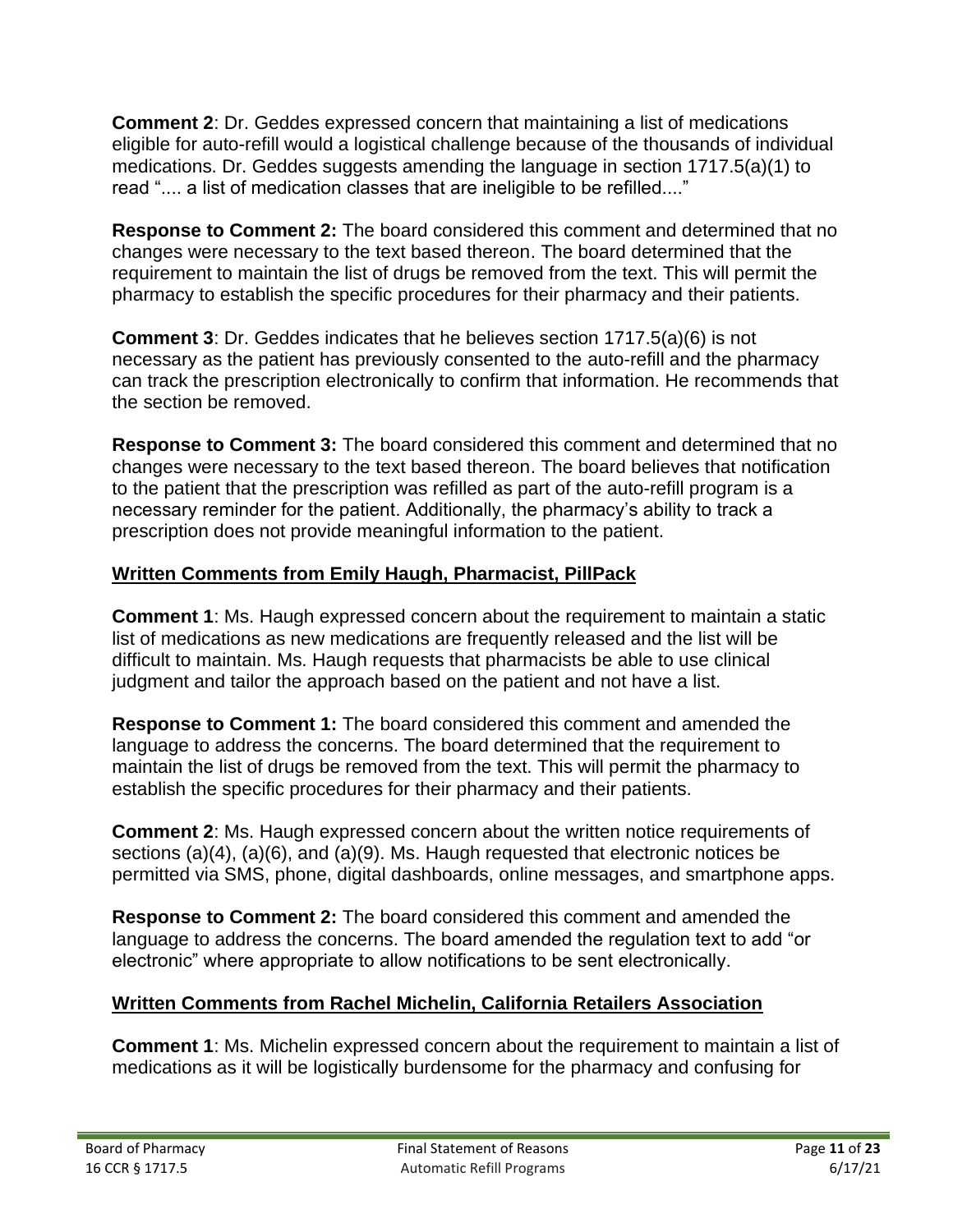**Comment 2**: Dr. Geddes expressed concern that maintaining a list of medications eligible for auto-refill would a logistical challenge because of the thousands of individual medications. Dr. Geddes suggests amending the language in section 1717.5(a)(1) to read ".... a list of medication classes that are ineligible to be refilled...."

**Response to Comment 2:** The board considered this comment and determined that no changes were necessary to the text based thereon. The board determined that the requirement to maintain the list of drugs be removed from the text. This will permit the pharmacy to establish the specific procedures for their pharmacy and their patients.

**Comment 3**: Dr. Geddes indicates that he believes section 1717.5(a)(6) is not necessary as the patient has previously consented to the auto-refill and the pharmacy can track the prescription electronically to confirm that information. He recommends that the section be removed.

**Response to Comment 3:** The board considered this comment and determined that no changes were necessary to the text based thereon. The board believes that notification to the patient that the prescription was refilled as part of the auto-refill program is a necessary reminder for the patient. Additionally, the pharmacy's ability to track a prescription does not provide meaningful information to the patient.

## Written Comments from Emily Haugh, Pharmacist, PillPack

**Comment 1**: Ms. Haugh expressed concern about the requirement to maintain a static list of medications as new medications are frequently released and the list will be difficult to maintain. Ms. Haugh requests that pharmacists be able to use clinical judgment and tailor the approach based on the patient and not have a list.

**Response to Comment 1:** The board considered this comment and amended the language to address the concerns. The board determined that the requirement to maintain the list of drugs be removed from the text. This will permit the pharmacy to establish the specific procedures for their pharmacy and their patients.

**Comment 2**: Ms. Haugh expressed concern about the written notice requirements of sections (a)(4), (a)(6), and (a)(9). Ms. Haugh requested that electronic notices be permitted via SMS, phone, digital dashboards, online messages, and smartphone apps.

**Response to Comment 2:** The board considered this comment and amended the language to address the concerns. The board amended the regulation text to add "or electronic" where appropriate to allow notifications to be sent electronically.

## Written Comments from Rachel Michelin, California Retailers Association

**Comment 1**: Ms. Michelin expressed concern about the requirement to maintain a list of medications as it will be logistically burdensome for the pharmacy and confusing for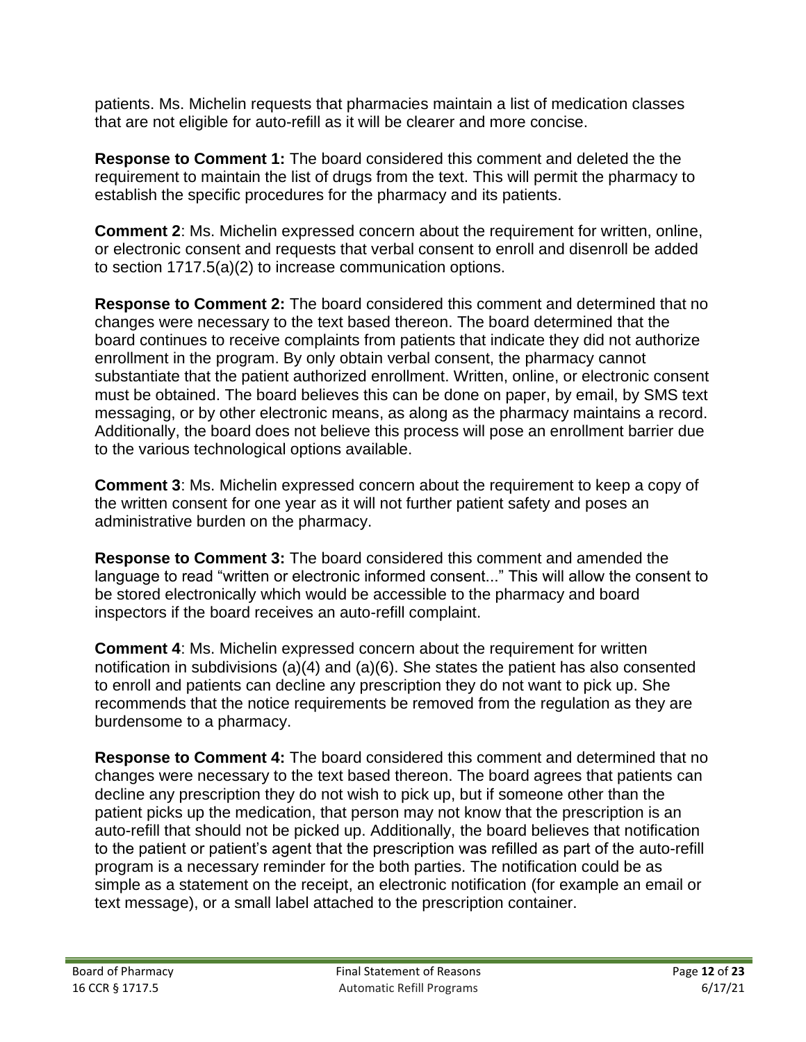patients. Ms. Michelin requests that pharmacies maintain a list of medication classes that are not eligible for auto-refill as it will be clearer and more concise.

**Response to Comment 1:** The board considered this comment and deleted the the requirement to maintain the list of drugs from the text. This will permit the pharmacy to establish the specific procedures for the pharmacy and its patients.

**Comment 2**: Ms. Michelin expressed concern about the requirement for written, online, or electronic consent and requests that verbal consent to enroll and disenroll be added to section 1717.5(a)(2) to increase communication options.

**Response to Comment 2:** The board considered this comment and determined that no changes were necessary to the text based thereon. The board determined that the board continues to receive complaints from patients that indicate they did not authorize enrollment in the program. By only obtain verbal consent, the pharmacy cannot substantiate that the patient authorized enrollment. Written, online, or electronic consent must be obtained. The board believes this can be done on paper, by email, by SMS text messaging, or by other electronic means, as along as the pharmacy maintains a record. Additionally, the board does not believe this process will pose an enrollment barrier due to the various technological options available.

**Comment 3**: Ms. Michelin expressed concern about the requirement to keep a copy of the written consent for one year as it will not further patient safety and poses an administrative burden on the pharmacy.

**Response to Comment 3:** The board considered this comment and amended the language to read "written or electronic informed consent..." This will allow the consent to be stored electronically which would be accessible to the pharmacy and board inspectors if the board receives an auto-refill complaint.

**Comment 4**: Ms. Michelin expressed concern about the requirement for written notification in subdivisions (a)(4) and (a)(6). She states the patient has also consented to enroll and patients can decline any prescription they do not want to pick up. She recommends that the notice requirements be removed from the regulation as they are burdensome to a pharmacy.

**Response to Comment 4:** The board considered this comment and determined that no changes were necessary to the text based thereon. The board agrees that patients can decline any prescription they do not wish to pick up, but if someone other than the patient picks up the medication, that person may not know that the prescription is an auto-refill that should not be picked up. Additionally, the board believes that notification to the patient or patient's agent that the prescription was refilled as part of the auto-refill program is a necessary reminder for the both parties. The notification could be as simple as a statement on the receipt, an electronic notification (for example an email or text message), or a small label attached to the prescription container.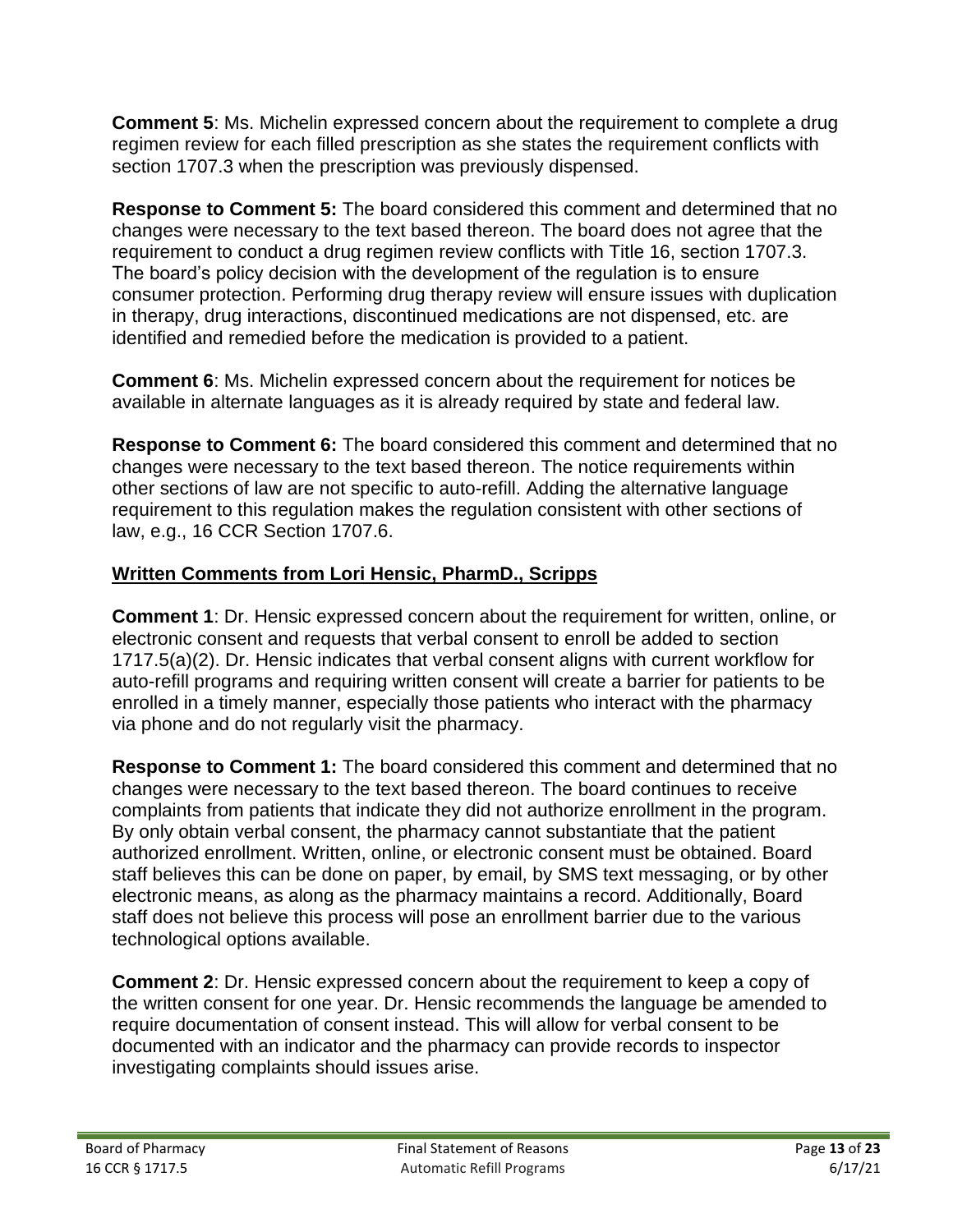**Comment 5**: Ms. Michelin expressed concern about the requirement to complete a drug regimen review for each filled prescription as she states the requirement conflicts with section 1707.3 when the prescription was previously dispensed.

**Response to Comment 5:** The board considered this comment and determined that no changes were necessary to the text based thereon. The board does not agree that the requirement to conduct a drug regimen review conflicts with Title 16, section 1707.3. The board's policy decision with the development of the regulation is to ensure consumer protection. Performing drug therapy review will ensure issues with duplication in therapy, drug interactions, discontinued medications are not dispensed, etc. are identified and remedied before the medication is provided to a patient.

**Comment 6**: Ms. Michelin expressed concern about the requirement for notices be available in alternate languages as it is already required by state and federal law.

**Response to Comment 6:** The board considered this comment and determined that no changes were necessary to the text based thereon. The notice requirements within other sections of law are not specific to auto-refill. Adding the alternative language requirement to this regulation makes the regulation consistent with other sections of law, e.g., 16 CCR Section 1707.6.

**<u>Written Comments from Lori Hensic, PharmD., Scripps</u>**

**Comment 1**: Dr. Hensic expressed concern about the requirement for written, online, or electronic consent and requests that verbal consent to enroll be added to section 1717.5(a)(2). Dr. Hensic indicates that verbal consent aligns with current workflow for auto-refill programs and requiring written consent will create a barrier for patients to be enrolled in a timely manner, especially those patients who interact with the pharmacy via phone and do not regularly visit the pharmacy.

**Response to Comment 1:** The board considered this comment and determined that no changes were necessary to the text based thereon. The board continues to receive complaints from patients that indicate they did not authorize enrollment in the program. By only obtain verbal consent, the pharmacy cannot substantiate that the patient authorized enrollment. Written, online, or electronic consent must be obtained. Board staff believes this can be done on paper, by email, by SMS text messaging, or by other electronic means, as along as the pharmacy maintains a record. Additionally, Board staff does not believe this process will pose an enrollment barrier due to the various technological options available.

**Comment 2**: Dr. Hensic expressed concern about the requirement to keep a copy of the written consent for one year. Dr. Hensic recommends the language be amended to require documentation of consent instead. This will allow for verbal consent to be documented with an indicator and the pharmacy can provide records to inspector investigating complaints should issues arise.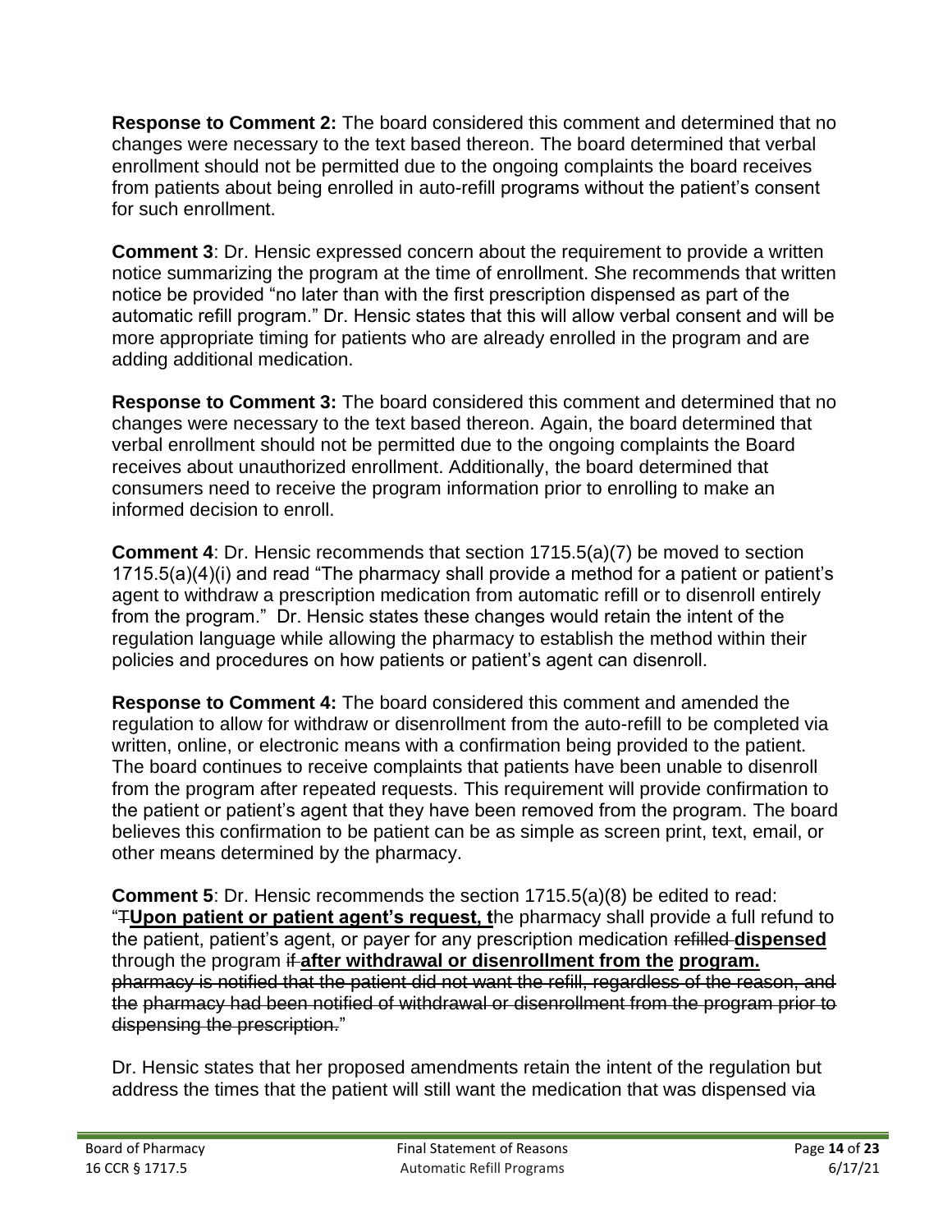**Response to Comment 2:** The board considered this comment and determined that no changes were necessary to the text based thereon. The board determined that verbal enrollment should not be permitted due to the ongoing complaints the board receives from patients about being enrolled in auto-refill programs without the patient's consent for such enrollment.

**Comment 3**: Dr. Hensic expressed concern about the requirement to provide a written notice summarizing the program at the time of enrollment. She recommends that written notice be provided "no later than with the first prescription dispensed as part of the automatic refill program." Dr. Hensic states that this will allow verbal consent and will be more appropriate timing for patients who are already enrolled in the program and are adding additional medication.

**Response to Comment 3:** The board considered this comment and determined that no changes were necessary to the text based thereon. Again, the board determined that verbal enrollment should not be permitted due to the ongoing complaints the Board receives about unauthorized enrollment. Additionally, the board determined that consumers need to receive the program information prior to enrolling to make an informed decision to enroll.

**Comment 4**: Dr. Hensic recommends that section 1715.5(a)(7) be moved to section 1715.5(a)(4)(i) and read "The pharmacy shall provide a method for a patient or patient's agent to withdraw a prescription medication from automatic refill or to disenroll entirely from the program." Dr. Hensic states these changes would retain the intent of the regulation language while allowing the pharmacy to establish the method within their policies and procedures on how patients or patient's agent can disenroll.

**Response to Comment 4:** The board considered this comment and amended the regulation to allow for withdraw or disenrollment from the auto-refill to be completed via written, online, or electronic means with a confirmation being provided to the patient. The board continues to receive complaints that patients have been unable to disenroll from the program after repeated requests. This requirement will provide confirmation to the patient or patient's agent that they have been removed from the program. The board believes this confirmation to be patient can be as simple as screen print, text, email, or other means determined by the pharmacy.

**Comment 5**: Dr. Hensic recommends the section 1715.5(a)(8) be edited to read: "~~T~~<u>**Upon patient or patient agent's request, t**</u>he pharmacy shall provide a full refund to the patient, patient's agent, or payer for any prescription medication ~~refilled~~ <u>**dispensed**</u> through the program ~~if~~ <u>**after withdrawal or disenrollment from the**</u> <u>**program.**</u> ~~pharmacy is notified that the patient did not want the refill, regardless of the reason, and the pharmacy had been notified of withdrawal or disenrollment from the program prior to dispensing the prescription.~~"

Dr. Hensic states that her proposed amendments retain the intent of the regulation but address the times that the patient will still want the medication that was dispensed via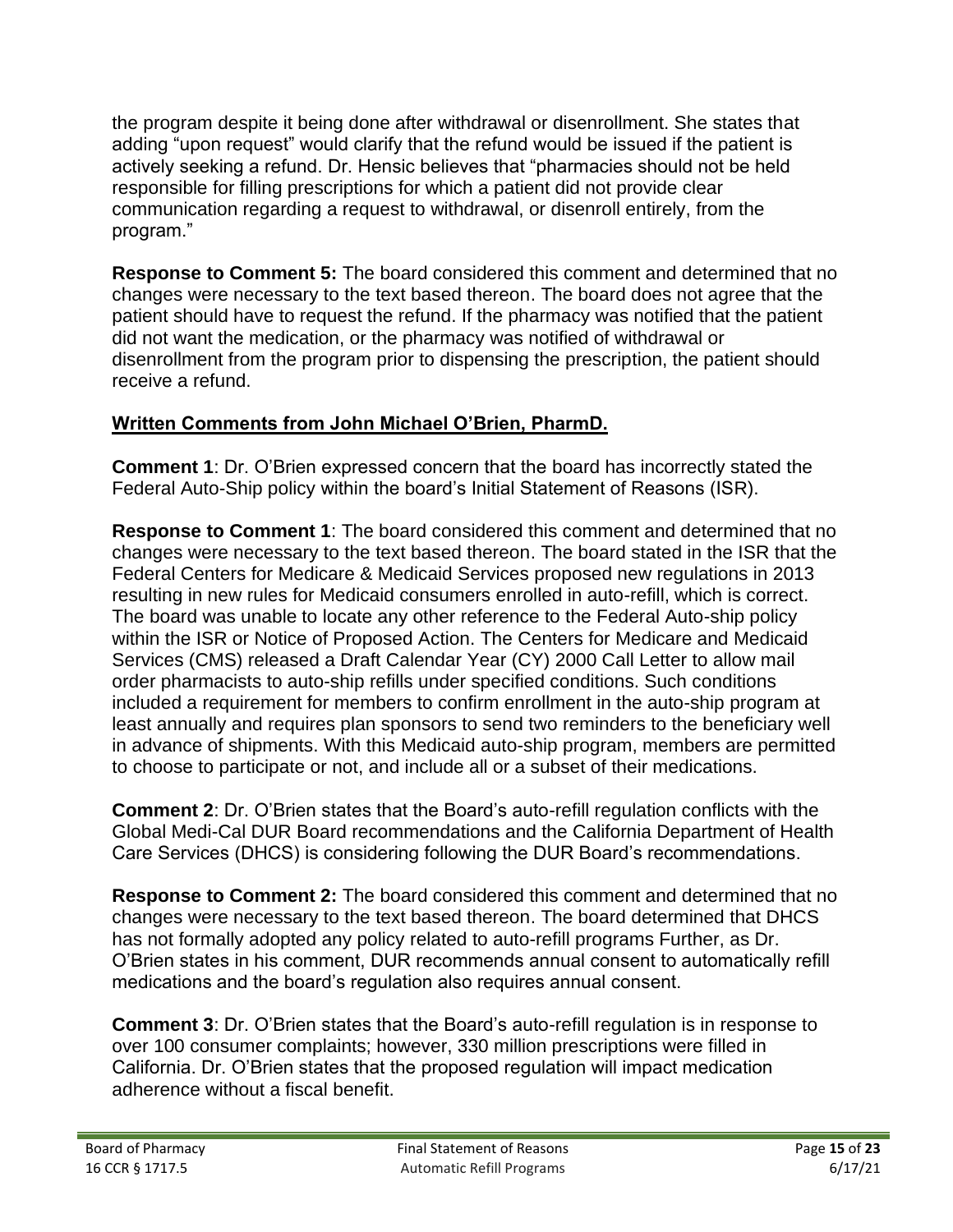the program despite it being done after withdrawal or disenrollment. She states that adding "upon request" would clarify that the refund would be issued if the patient is actively seeking a refund. Dr. Hensic believes that "pharmacies should not be held responsible for filling prescriptions for which a patient did not provide clear communication regarding a request to withdrawal, or disenroll entirely, from the program."

**Response to Comment 5:** The board considered this comment and determined that no changes were necessary to the text based thereon. The board does not agree that the patient should have to request the refund. If the pharmacy was notified that the patient did not want the medication, or the pharmacy was notified of withdrawal or disenrollment from the program prior to dispensing the prescription, the patient should receive a refund.

## Written Comments from John Michael O'Brien, PharmD.

**Comment 1**: Dr. O'Brien expressed concern that the board has incorrectly stated the Federal Auto-Ship policy within the board's Initial Statement of Reasons (ISR).

**Response to Comment 1**: The board considered this comment and determined that no changes were necessary to the text based thereon. The board stated in the ISR that the Federal Centers for Medicare & Medicaid Services proposed new regulations in 2013 resulting in new rules for Medicaid consumers enrolled in auto-refill, which is correct. The board was unable to locate any other reference to the Federal Auto-ship policy within the ISR or Notice of Proposed Action. The Centers for Medicare and Medicaid Services (CMS) released a Draft Calendar Year (CY) 2000 Call Letter to allow mail order pharmacists to auto-ship refills under specified conditions. Such conditions included a requirement for members to confirm enrollment in the auto-ship program at least annually and requires plan sponsors to send two reminders to the beneficiary well in advance of shipments. With this Medicaid auto-ship program, members are permitted to choose to participate or not, and include all or a subset of their medications.

**Comment 2**: Dr. O'Brien states that the Board's auto-refill regulation conflicts with the Global Medi-Cal DUR Board recommendations and the California Department of Health Care Services (DHCS) is considering following the DUR Board's recommendations.

**Response to Comment 2:** The board considered this comment and determined that no changes were necessary to the text based thereon. The board determined that DHCS has not formally adopted any policy related to auto-refill programs Further, as Dr. O'Brien states in his comment, DUR recommends annual consent to automatically refill medications and the board's regulation also requires annual consent.

**Comment 3**: Dr. O'Brien states that the Board's auto-refill regulation is in response to over 100 consumer complaints; however, 330 million prescriptions were filled in California. Dr. O'Brien states that the proposed regulation will impact medication adherence without a fiscal benefit.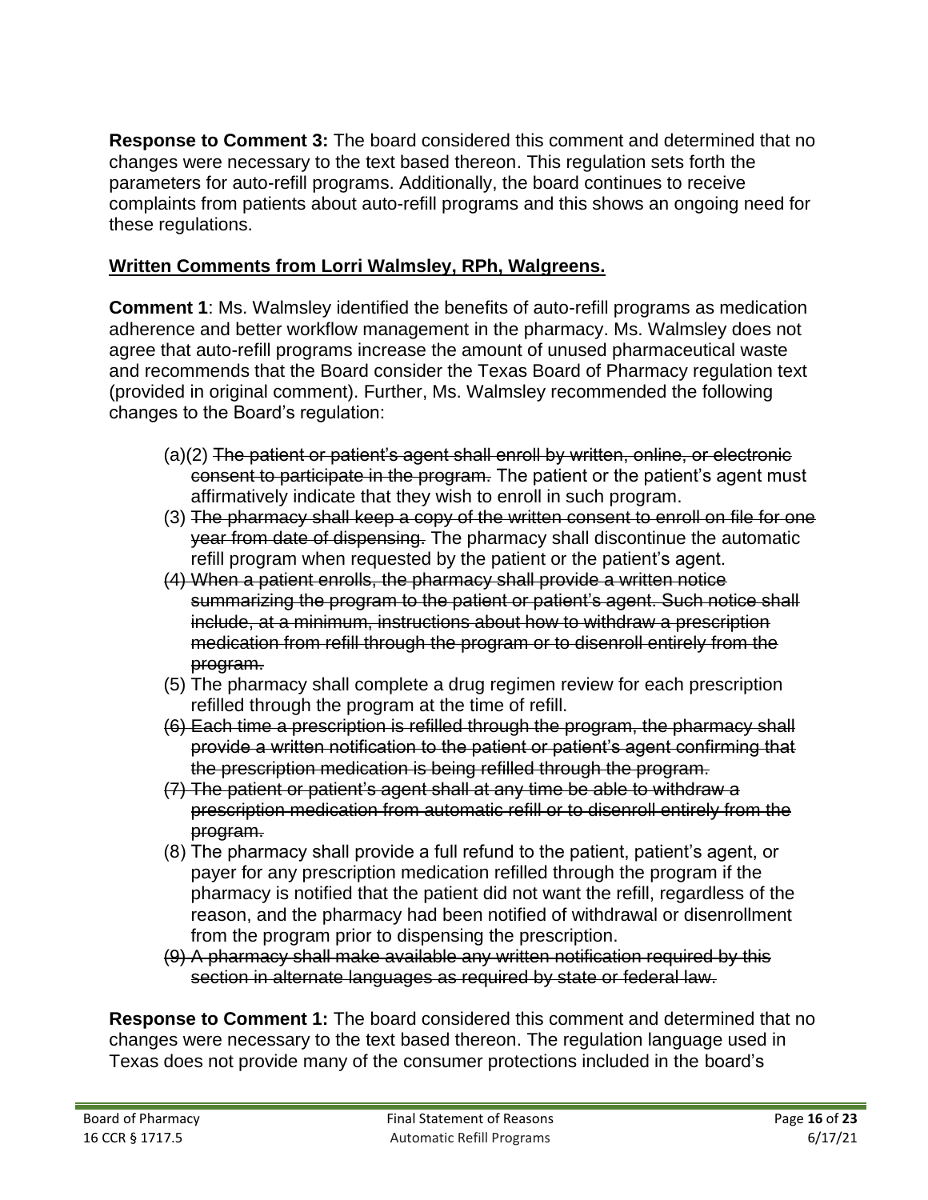**Response to Comment 3:** The board considered this comment and determined that no changes were necessary to the text based thereon. This regulation sets forth the parameters for auto-refill programs. Additionally, the board continues to receive complaints from patients about auto-refill programs and this shows an ongoing need for these regulations.

## Written Comments from Lorri Walmsley, RPh, Walgreens.

**Comment 1**: Ms. Walmsley identified the benefits of auto-refill programs as medication adherence and better workflow management in the pharmacy. Ms. Walmsley does not agree that auto-refill programs increase the amount of unused pharmaceutical waste and recommends that the Board consider the Texas Board of Pharmacy regulation text (provided in original comment). Further, Ms. Walmsley recommended the following changes to the Board's regulation:

- (a)(2) ~~The patient or patient's agent shall enroll by written, online, or electronic consent to participate in the program.~~ The patient or the patient's agent must affirmatively indicate that they wish to enroll in such program.
- (3) ~~The pharmacy shall keep a copy of the written consent to enroll on file for one year from date of dispensing.~~ The pharmacy shall discontinue the automatic refill program when requested by the patient or the patient's agent.
- ~~(4) When a patient enrolls, the pharmacy shall provide a written notice summarizing the program to the patient or patient's agent. Such notice shall include, at a minimum, instructions about how to withdraw a prescription medication from refill through the program or to disenroll entirely from the program.~~
- (5) The pharmacy shall complete a drug regimen review for each prescription refilled through the program at the time of refill.
- ~~(6) Each time a prescription is refilled through the program, the pharmacy shall provide a written notification to the patient or patient's agent confirming that the prescription medication is being refilled through the program.~~
- ~~(7) The patient or patient's agent shall at any time be able to withdraw a prescription medication from automatic refill or to disenroll entirely from the program.~~
- (8) The pharmacy shall provide a full refund to the patient, patient's agent, or payer for any prescription medication refilled through the program if the pharmacy is notified that the patient did not want the refill, regardless of the reason, and the pharmacy had been notified of withdrawal or disenrollment from the program prior to dispensing the prescription.
- ~~(9) A pharmacy shall make available any written notification required by this section in alternate languages as required by state or federal law.~~

**Response to Comment 1:** The board considered this comment and determined that no changes were necessary to the text based thereon. The regulation language used in Texas does not provide many of the consumer protections included in the board's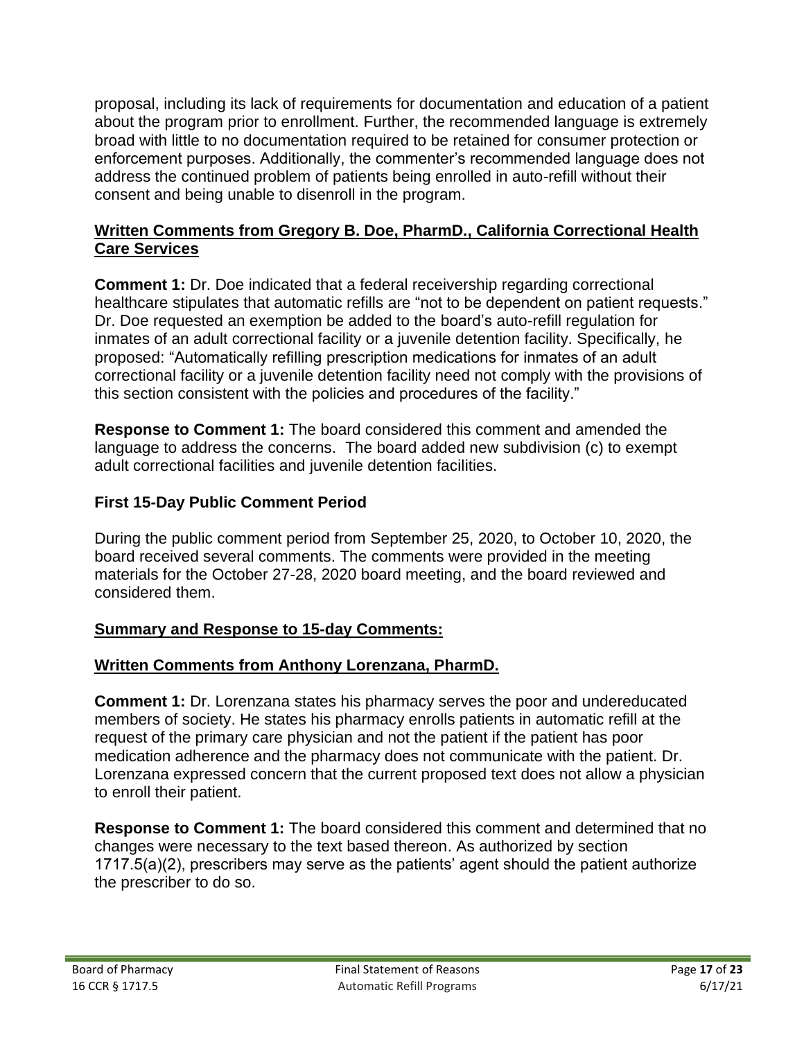proposal, including its lack of requirements for documentation and education of a patient about the program prior to enrollment. Further, the recommended language is extremely broad with little to no documentation required to be retained for consumer protection or enforcement purposes. Additionally, the commenter's recommended language does not address the continued problem of patients being enrolled in auto-refill without their consent and being unable to disenroll in the program.

**Written Comments from Gregory B. Doe, PharmD., California Correctional Health Care Services**

**Comment 1:** Dr. Doe indicated that a federal receivership regarding correctional healthcare stipulates that automatic refills are "not to be dependent on patient requests." Dr. Doe requested an exemption be added to the board's auto-refill regulation for inmates of an adult correctional facility or a juvenile detention facility. Specifically, he proposed: "Automatically refilling prescription medications for inmates of an adult correctional facility or a juvenile detention facility need not comply with the provisions of this section consistent with the policies and procedures of the facility."

**Response to Comment 1:** The board considered this comment and amended the language to address the concerns. The board added new subdivision (c) to exempt adult correctional facilities and juvenile detention facilities.

## First 15-Day Public Comment Period

During the public comment period from September 25, 2020, to October 10, 2020, the board received several comments. The comments were provided in the meeting materials for the October 27-28, 2020 board meeting, and the board reviewed and considered them.

**Summary and Response to 15-day Comments:**

**Written Comments from Anthony Lorenzana, PharmD.**

**Comment 1:** Dr. Lorenzana states his pharmacy serves the poor and undereducated members of society. He states his pharmacy enrolls patients in automatic refill at the request of the primary care physician and not the patient if the patient has poor medication adherence and the pharmacy does not communicate with the patient. Dr. Lorenzana expressed concern that the current proposed text does not allow a physician to enroll their patient.

**Response to Comment 1:** The board considered this comment and determined that no changes were necessary to the text based thereon. As authorized by section 1717.5(a)(2), prescribers may serve as the patients' agent should the patient authorize the prescriber to do so.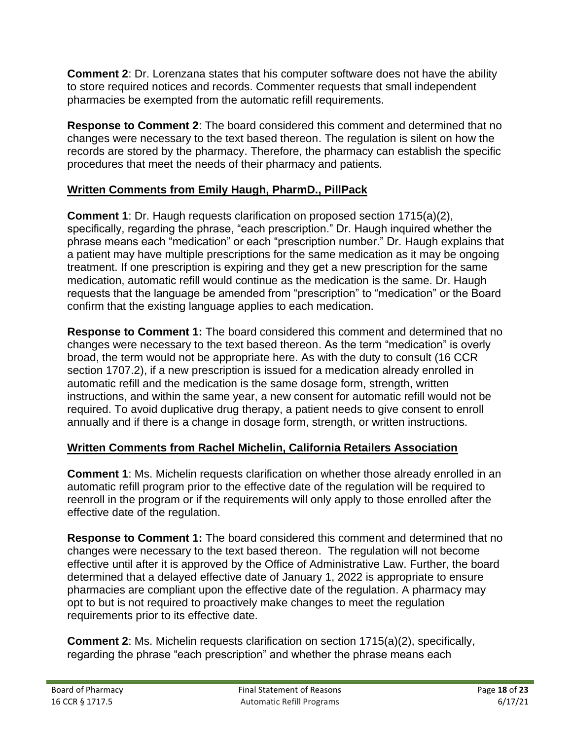**Comment 2**: Dr. Lorenzana states that his computer software does not have the ability to store required notices and records. Commenter requests that small independent pharmacies be exempted from the automatic refill requirements.

**Response to Comment 2**: The board considered this comment and determined that no changes were necessary to the text based thereon. The regulation is silent on how the records are stored by the pharmacy. Therefore, the pharmacy can establish the specific procedures that meet the needs of their pharmacy and patients.

## Written Comments from Emily Haugh, PharmD., PillPack

**Comment 1**: Dr. Haugh requests clarification on proposed section 1715(a)(2), specifically, regarding the phrase, "each prescription." Dr. Haugh inquired whether the phrase means each "medication" or each "prescription number." Dr. Haugh explains that a patient may have multiple prescriptions for the same medication as it may be ongoing treatment. If one prescription is expiring and they get a new prescription for the same medication, automatic refill would continue as the medication is the same. Dr. Haugh requests that the language be amended from "prescription" to "medication" or the Board confirm that the existing language applies to each medication.

**Response to Comment 1:** The board considered this comment and determined that no changes were necessary to the text based thereon. As the term "medication" is overly broad, the term would not be appropriate here. As with the duty to consult (16 CCR section 1707.2), if a new prescription is issued for a medication already enrolled in automatic refill and the medication is the same dosage form, strength, written instructions, and within the same year, a new consent for automatic refill would not be required. To avoid duplicative drug therapy, a patient needs to give consent to enroll annually and if there is a change in dosage form, strength, or written instructions.

## Written Comments from Rachel Michelin, California Retailers Association

**Comment 1**: Ms. Michelin requests clarification on whether those already enrolled in an automatic refill program prior to the effective date of the regulation will be required to reenroll in the program or if the requirements will only apply to those enrolled after the effective date of the regulation.

**Response to Comment 1:** The board considered this comment and determined that no changes were necessary to the text based thereon. The regulation will not become effective until after it is approved by the Office of Administrative Law. Further, the board determined that a delayed effective date of January 1, 2022 is appropriate to ensure pharmacies are compliant upon the effective date of the regulation. A pharmacy may opt to but is not required to proactively make changes to meet the regulation requirements prior to its effective date.

**Comment 2**: Ms. Michelin requests clarification on section 1715(a)(2), specifically, regarding the phrase "each prescription" and whether the phrase means each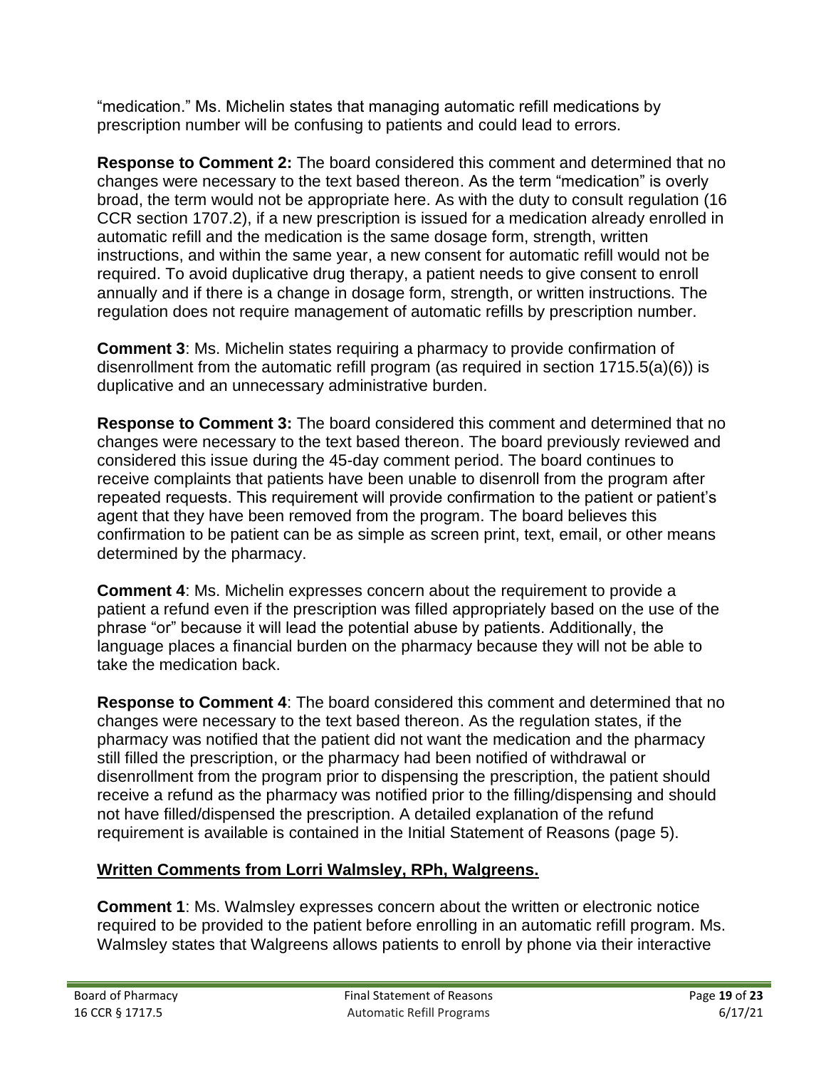"medication." Ms. Michelin states that managing automatic refill medications by prescription number will be confusing to patients and could lead to errors.

**Response to Comment 2:** The board considered this comment and determined that no changes were necessary to the text based thereon. As the term "medication" is overly broad, the term would not be appropriate here. As with the duty to consult regulation (16 CCR section 1707.2), if a new prescription is issued for a medication already enrolled in automatic refill and the medication is the same dosage form, strength, written instructions, and within the same year, a new consent for automatic refill would not be required. To avoid duplicative drug therapy, a patient needs to give consent to enroll annually and if there is a change in dosage form, strength, or written instructions. The regulation does not require management of automatic refills by prescription number.

**Comment 3**: Ms. Michelin states requiring a pharmacy to provide confirmation of disenrollment from the automatic refill program (as required in section 1715.5(a)(6)) is duplicative and an unnecessary administrative burden.

**Response to Comment 3:** The board considered this comment and determined that no changes were necessary to the text based thereon. The board previously reviewed and considered this issue during the 45-day comment period. The board continues to receive complaints that patients have been unable to disenroll from the program after repeated requests. This requirement will provide confirmation to the patient or patient's agent that they have been removed from the program. The board believes this confirmation to be patient can be as simple as screen print, text, email, or other means determined by the pharmacy.

**Comment 4**: Ms. Michelin expresses concern about the requirement to provide a patient a refund even if the prescription was filled appropriately based on the use of the phrase "or" because it will lead the potential abuse by patients. Additionally, the language places a financial burden on the pharmacy because they will not be able to take the medication back.

**Response to Comment 4**: The board considered this comment and determined that no changes were necessary to the text based thereon. As the regulation states, if the pharmacy was notified that the patient did not want the medication and the pharmacy still filled the prescription, or the pharmacy had been notified of withdrawal or disenrollment from the program prior to dispensing the prescription, the patient should receive a refund as the pharmacy was notified prior to the filling/dispensing and should not have filled/dispensed the prescription. A detailed explanation of the refund requirement is available is contained in the Initial Statement of Reasons (page 5).

**Written Comments from Lorri Walmsley, RPh, Walgreens.**

**Comment 1**: Ms. Walmsley expresses concern about the written or electronic notice required to be provided to the patient before enrolling in an automatic refill program. Ms. Walmsley states that Walgreens allows patients to enroll by phone via their interactive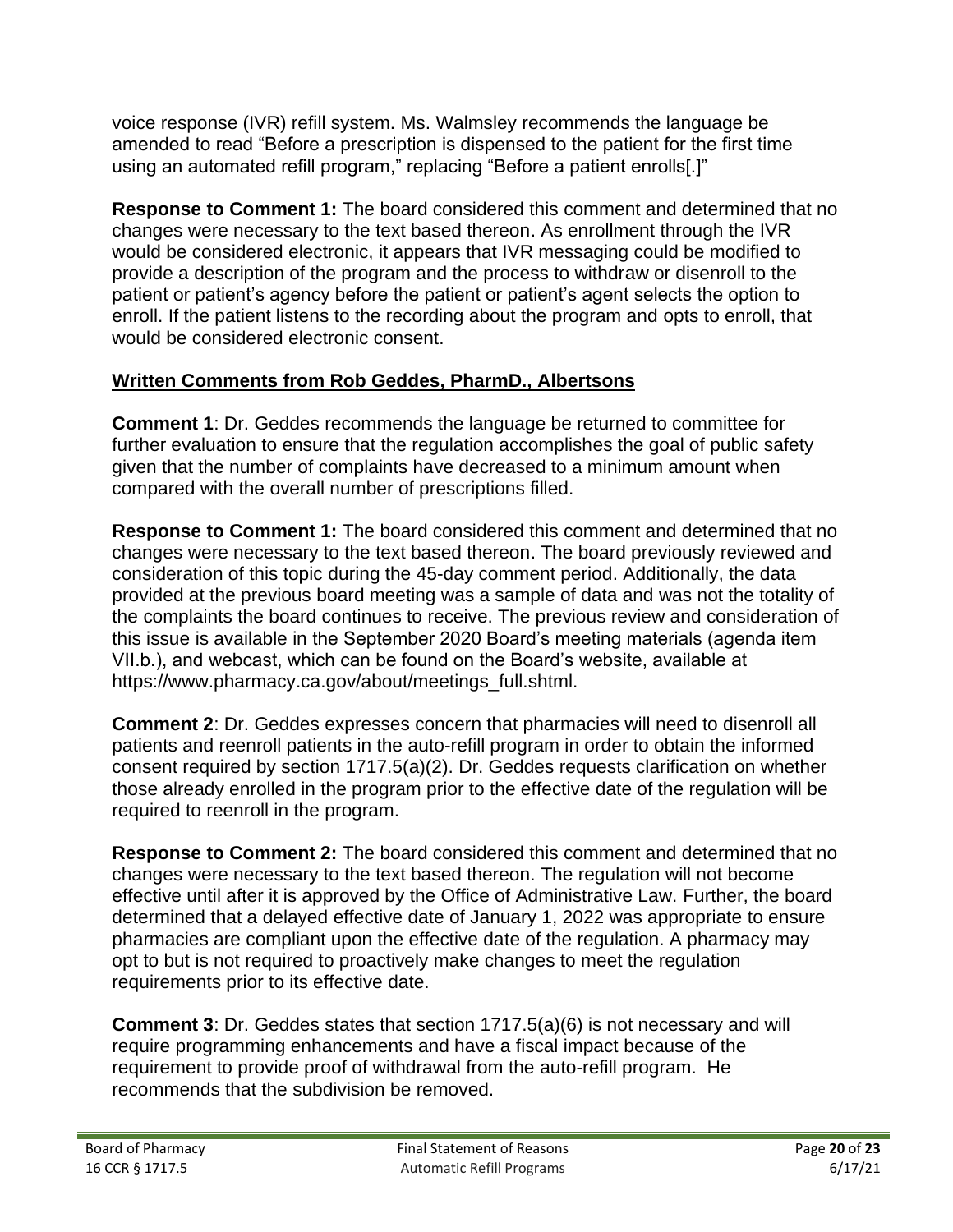voice response (IVR) refill system. Ms. Walmsley recommends the language be amended to read "Before a prescription is dispensed to the patient for the first time using an automated refill program," replacing "Before a patient enrolls[.]"

**Response to Comment 1:** The board considered this comment and determined that no changes were necessary to the text based thereon. As enrollment through the IVR would be considered electronic, it appears that IVR messaging could be modified to provide a description of the program and the process to withdraw or disenroll to the patient or patient's agency before the patient or patient's agent selects the option to enroll. If the patient listens to the recording about the program and opts to enroll, that would be considered electronic consent.

## Written Comments from Rob Geddes, PharmD., Albertsons

**Comment 1**: Dr. Geddes recommends the language be returned to committee for further evaluation to ensure that the regulation accomplishes the goal of public safety given that the number of complaints have decreased to a minimum amount when compared with the overall number of prescriptions filled.

**Response to Comment 1:** The board considered this comment and determined that no changes were necessary to the text based thereon. The board previously reviewed and consideration of this topic during the 45-day comment period. Additionally, the data provided at the previous board meeting was a sample of data and was not the totality of the complaints the board continues to receive. The previous review and consideration of this issue is available in the September 2020 Board's meeting materials (agenda item VII.b.), and webcast, which can be found on the Board's website, available at https://www.pharmacy.ca.gov/about/meetings_full.shtml.

**Comment 2**: Dr. Geddes expresses concern that pharmacies will need to disenroll all patients and reenroll patients in the auto-refill program in order to obtain the informed consent required by section 1717.5(a)(2). Dr. Geddes requests clarification on whether those already enrolled in the program prior to the effective date of the regulation will be required to reenroll in the program.

**Response to Comment 2:** The board considered this comment and determined that no changes were necessary to the text based thereon. The regulation will not become effective until after it is approved by the Office of Administrative Law. Further, the board determined that a delayed effective date of January 1, 2022 was appropriate to ensure pharmacies are compliant upon the effective date of the regulation. A pharmacy may opt to but is not required to proactively make changes to meet the regulation requirements prior to its effective date.

**Comment 3**: Dr. Geddes states that section 1717.5(a)(6) is not necessary and will require programming enhancements and have a fiscal impact because of the requirement to provide proof of withdrawal from the auto-refill program. He recommends that the subdivision be removed.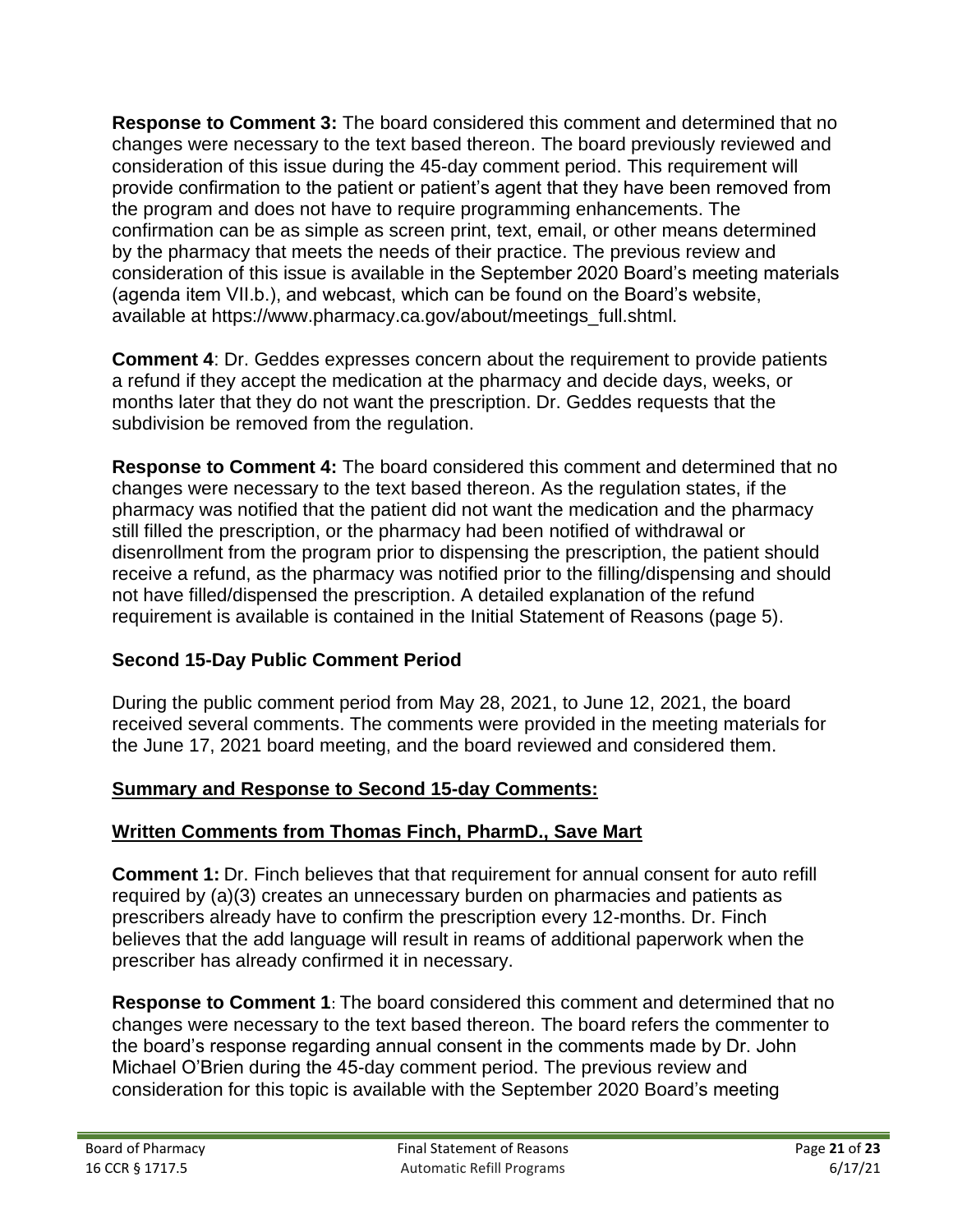**Response to Comment 3:** The board considered this comment and determined that no changes were necessary to the text based thereon. The board previously reviewed and consideration of this issue during the 45-day comment period. This requirement will provide confirmation to the patient or patient's agent that they have been removed from the program and does not have to require programming enhancements. The confirmation can be as simple as screen print, text, email, or other means determined by the pharmacy that meets the needs of their practice. The previous review and consideration of this issue is available in the September 2020 Board's meeting materials (agenda item VII.b.), and webcast, which can be found on the Board's website, available at https://www.pharmacy.ca.gov/about/meetings_full.shtml.

**Comment 4**: Dr. Geddes expresses concern about the requirement to provide patients a refund if they accept the medication at the pharmacy and decide days, weeks, or months later that they do not want the prescription. Dr. Geddes requests that the subdivision be removed from the regulation.

**Response to Comment 4:** The board considered this comment and determined that no changes were necessary to the text based thereon. As the regulation states, if the pharmacy was notified that the patient did not want the medication and the pharmacy still filled the prescription, or the pharmacy had been notified of withdrawal or disenrollment from the program prior to dispensing the prescription, the patient should receive a refund, as the pharmacy was notified prior to the filling/dispensing and should not have filled/dispensed the prescription. A detailed explanation of the refund requirement is available is contained in the Initial Statement of Reasons (page 5).

## Second 15-Day Public Comment Period

During the public comment period from May 28, 2021, to June 12, 2021, the board received several comments. The comments were provided in the meeting materials for the June 17, 2021 board meeting, and the board reviewed and considered them.

### Summary and Response to Second 15-day Comments:

### Written Comments from Thomas Finch, PharmD., Save Mart

**Comment 1:** Dr. Finch believes that that requirement for annual consent for auto refill required by (a)(3) creates an unnecessary burden on pharmacies and patients as prescribers already have to confirm the prescription every 12-months. Dr. Finch believes that the add language will result in reams of additional paperwork when the prescriber has already confirmed it in necessary.

**Response to Comment 1**: The board considered this comment and determined that no changes were necessary to the text based thereon. The board refers the commenter to the board's response regarding annual consent in the comments made by Dr. John Michael O'Brien during the 45-day comment period. The previous review and consideration for this topic is available with the September 2020 Board's meeting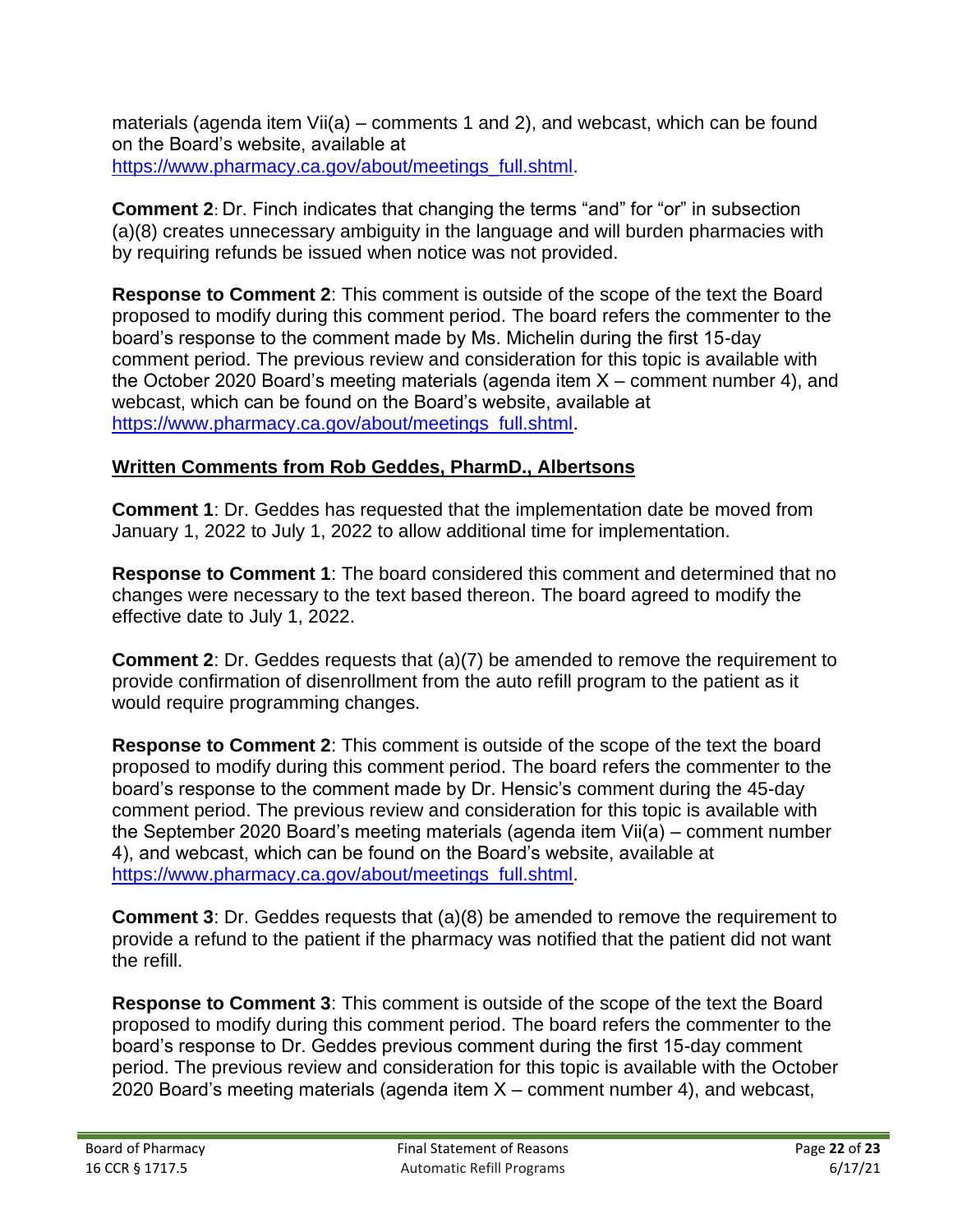materials (agenda item Vii(a) – comments 1 and 2), and webcast, which can be found on the Board's website, available at [https://www.pharmacy.ca.gov/about/meetings_full.shtml](https://www.pharmacy.ca.gov/about/meetings_full.shtml).

**Comment 2**: Dr. Finch indicates that changing the terms "and" for "or" in subsection (a)(8) creates unnecessary ambiguity in the language and will burden pharmacies with by requiring refunds be issued when notice was not provided.

**Response to Comment 2**: This comment is outside of the scope of the text the Board proposed to modify during this comment period. The board refers the commenter to the board's response to the comment made by Ms. Michelin during the first 15-day comment period. The previous review and consideration for this topic is available with the October 2020 Board's meeting materials (agenda item X – comment number 4), and webcast, which can be found on the Board's website, available at [https://www.pharmacy.ca.gov/about/meetings_full.shtml](https://www.pharmacy.ca.gov/about/meetings_full.shtml).

**Written Comments from Rob Geddes, PharmD., Albertsons**

**Comment 1**: Dr. Geddes has requested that the implementation date be moved from January 1, 2022 to July 1, 2022 to allow additional time for implementation.

**Response to Comment 1**: The board considered this comment and determined that no changes were necessary to the text based thereon. The board agreed to modify the effective date to July 1, 2022.

**Comment 2**: Dr. Geddes requests that (a)(7) be amended to remove the requirement to provide confirmation of disenrollment from the auto refill program to the patient as it would require programming changes.

**Response to Comment 2**: This comment is outside of the scope of the text the board proposed to modify during this comment period. The board refers the commenter to the board's response to the comment made by Dr. Hensic's comment during the 45-day comment period. The previous review and consideration for this topic is available with the September 2020 Board's meeting materials (agenda item Vii(a) – comment number 4), and webcast, which can be found on the Board's website, available at [https://www.pharmacy.ca.gov/about/meetings_full.shtml](https://www.pharmacy.ca.gov/about/meetings_full.shtml).

**Comment 3**: Dr. Geddes requests that (a)(8) be amended to remove the requirement to provide a refund to the patient if the pharmacy was notified that the patient did not want the refill.

**Response to Comment 3**: This comment is outside of the scope of the text the Board proposed to modify during this comment period. The board refers the commenter to the board's response to Dr. Geddes previous comment during the first 15-day comment period. The previous review and consideration for this topic is available with the October 2020 Board's meeting materials (agenda item X – comment number 4), and webcast,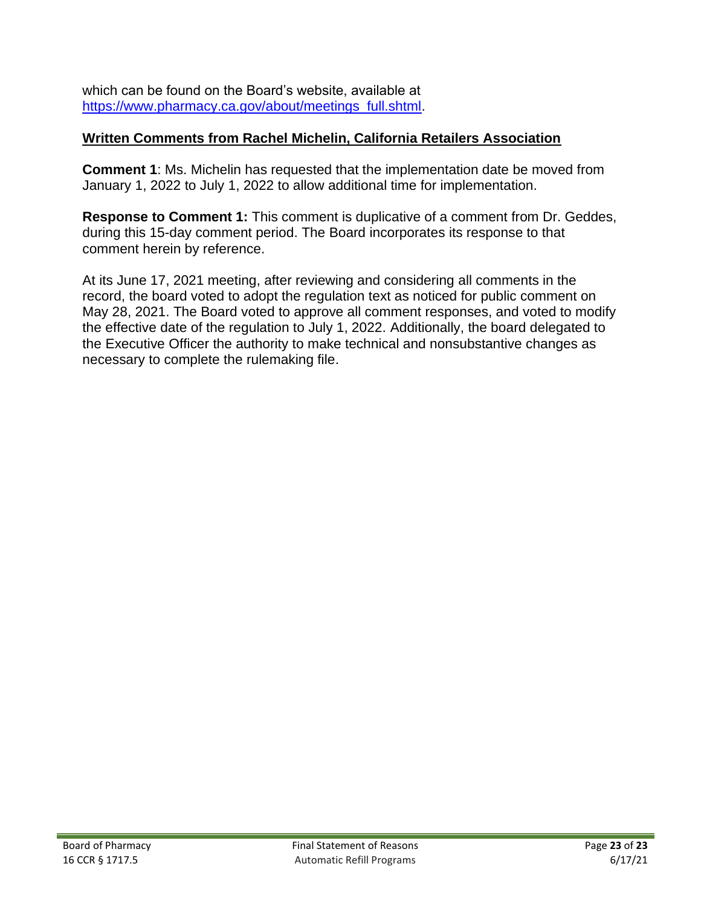which can be found on the Board's website, available at [https://www.pharmacy.ca.gov/about/meetings_full.shtml](https://www.pharmacy.ca.gov/about/meetings_full.shtml).

## Written Comments from Rachel Michelin, California Retailers Association

**Comment 1**: Ms. Michelin has requested that the implementation date be moved from January 1, 2022 to July 1, 2022 to allow additional time for implementation.

**Response to Comment 1:** This comment is duplicative of a comment from Dr. Geddes, during this 15-day comment period. The Board incorporates its response to that comment herein by reference.

At its June 17, 2021 meeting, after reviewing and considering all comments in the record, the board voted to adopt the regulation text as noticed for public comment on May 28, 2021. The Board voted to approve all comment responses, and voted to modify the effective date of the regulation to July 1, 2022. Additionally, the board delegated to the Executive Officer the authority to make technical and nonsubstantive changes as necessary to complete the rulemaking file.